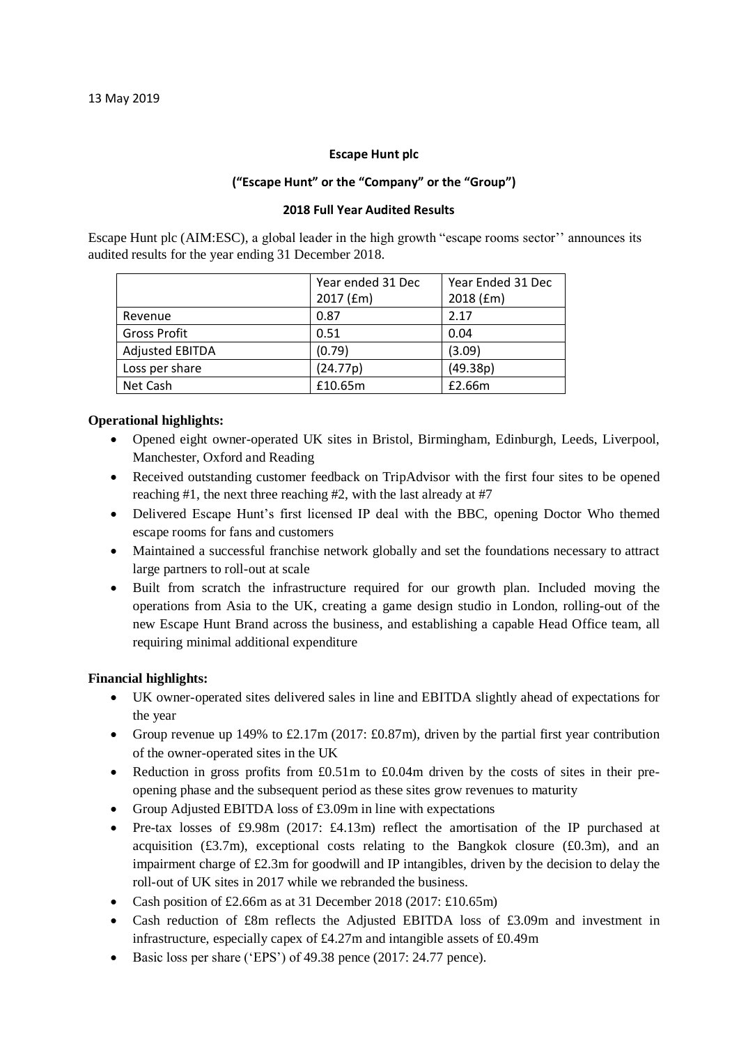13 May 2019

**Escape Hunt plc**

**("Escape Hunt" or the "Company" or the "Group")**

**2018 Full Year Audited Results**

Escape Hunt plc (AIM:ESC), a global leader in the high growth "escape rooms sector'' announces its audited results for the year ending 31 December 2018.

| | Year ended 31 Dec 2017 (£m) | Year Ended 31 Dec 2018 (£m) |
|---|---|---|
| Revenue | 0.87 | 2.17 |
| Gross Profit | 0.51 | 0.04 |
| Adjusted EBITDA | (0.79) | (3.09) |
| Loss per share | (24.77p) | (49.38p) |
| Net Cash | £10.65m | £2.66m |

**Operational highlights:**

- Opened eight owner-operated UK sites in Bristol, Birmingham, Edinburgh, Leeds, Liverpool, Manchester, Oxford and Reading
- Received outstanding customer feedback on TripAdvisor with the first four sites to be opened reaching #1, the next three reaching #2, with the last already at #7
- Delivered Escape Hunt's first licensed IP deal with the BBC, opening Doctor Who themed escape rooms for fans and customers
- Maintained a successful franchise network globally and set the foundations necessary to attract large partners to roll-out at scale
- Built from scratch the infrastructure required for our growth plan. Included moving the operations from Asia to the UK, creating a game design studio in London, rolling-out of the new Escape Hunt Brand across the business, and establishing a capable Head Office team, all requiring minimal additional expenditure

**Financial highlights:**

- UK owner-operated sites delivered sales in line and EBITDA slightly ahead of expectations for the year
- Group revenue up 149% to £2.17m (2017: £0.87m), driven by the partial first year contribution of the owner-operated sites in the UK
- Reduction in gross profits from £0.51m to £0.04m driven by the costs of sites in their pre-opening phase and the subsequent period as these sites grow revenues to maturity
- Group Adjusted EBITDA loss of £3.09m in line with expectations
- Pre-tax losses of £9.98m (2017: £4.13m) reflect the amortisation of the IP purchased at acquisition (£3.7m), exceptional costs relating to the Bangkok closure (£0.3m), and an impairment charge of £2.3m for goodwill and IP intangibles, driven by the decision to delay the roll-out of UK sites in 2017 while we rebranded the business.
- Cash position of £2.66m as at 31 December 2018 (2017: £10.65m)
- Cash reduction of £8m reflects the Adjusted EBITDA loss of £3.09m and investment in infrastructure, especially capex of £4.27m and intangible assets of £0.49m
- Basic loss per share ('EPS') of 49.38 pence (2017: 24.77 pence).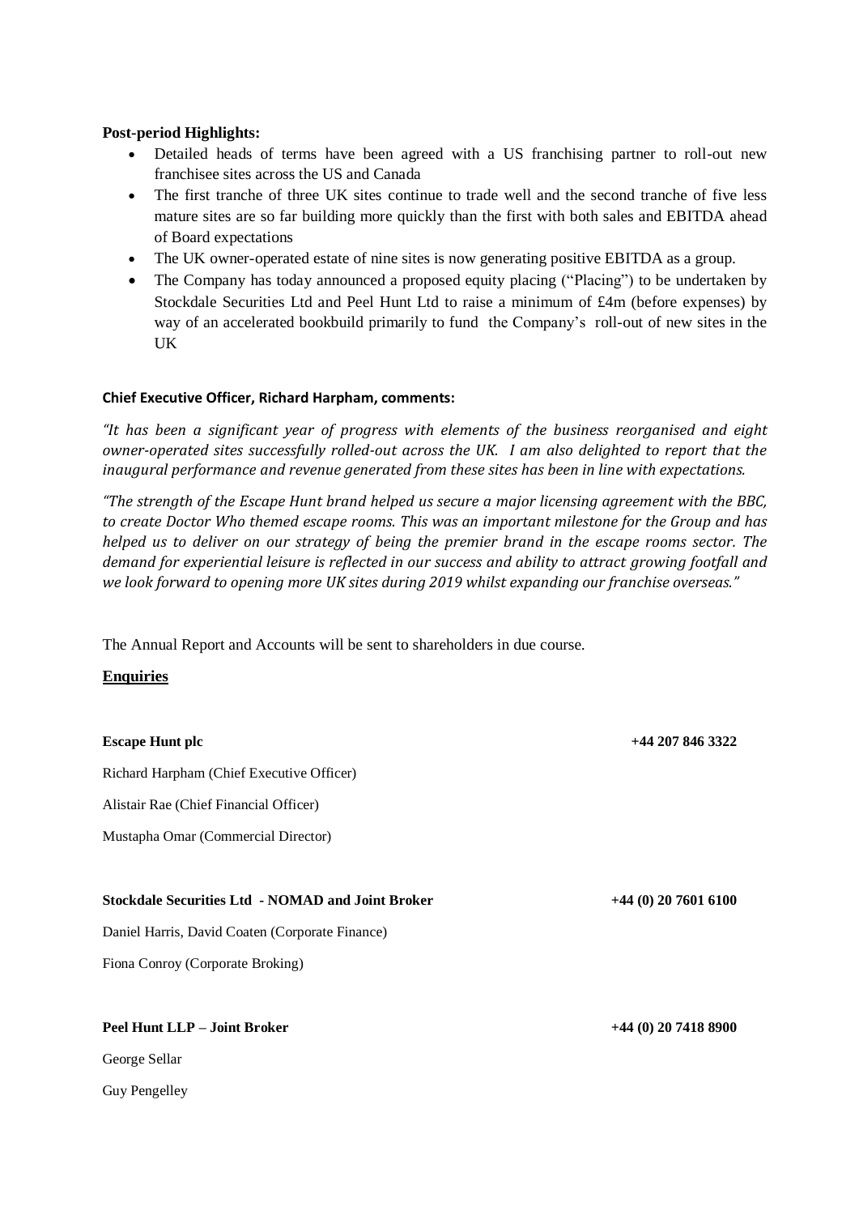**Post-period Highlights:**

- Detailed heads of terms have been agreed with a US franchising partner to roll-out new franchisee sites across the US and Canada
- The first tranche of three UK sites continue to trade well and the second tranche of five less mature sites are so far building more quickly than the first with both sales and EBITDA ahead of Board expectations
- The UK owner-operated estate of nine sites is now generating positive EBITDA as a group.
- The Company has today announced a proposed equity placing ("Placing") to be undertaken by Stockdale Securities Ltd and Peel Hunt Ltd to raise a minimum of £4m (before expenses) by way of an accelerated bookbuild primarily to fund the Company's roll-out of new sites in the UK

**Chief Executive Officer, Richard Harpham, comments:**

*"It has been a significant year of progress with elements of the business reorganised and eight owner-operated sites successfully rolled-out across the UK. I am also delighted to report that the inaugural performance and revenue generated from these sites has been in line with expectations.*

*"The strength of the Escape Hunt brand helped us secure a major licensing agreement with the BBC, to create Doctor Who themed escape rooms. This was an important milestone for the Group and has helped us to deliver on our strategy of being the premier brand in the escape rooms sector. The demand for experiential leisure is reflected in our success and ability to attract growing footfall and we look forward to opening more UK sites during 2019 whilst expanding our franchise overseas."*

The Annual Report and Accounts will be sent to shareholders in due course.

**Enquiries**

**Escape Hunt plc** **+44 207 846 3322**

Richard Harpham (Chief Executive Officer)

Alistair Rae (Chief Financial Officer)

Mustapha Omar (Commercial Director)

**Stockdale Securities Ltd - NOMAD and Joint Broker** **+44 (0) 20 7601 6100**

Daniel Harris, David Coaten (Corporate Finance)

Fiona Conroy (Corporate Broking)

**Peel Hunt LLP – Joint Broker** **+44 (0) 20 7418 8900**

George Sellar

Guy Pengelley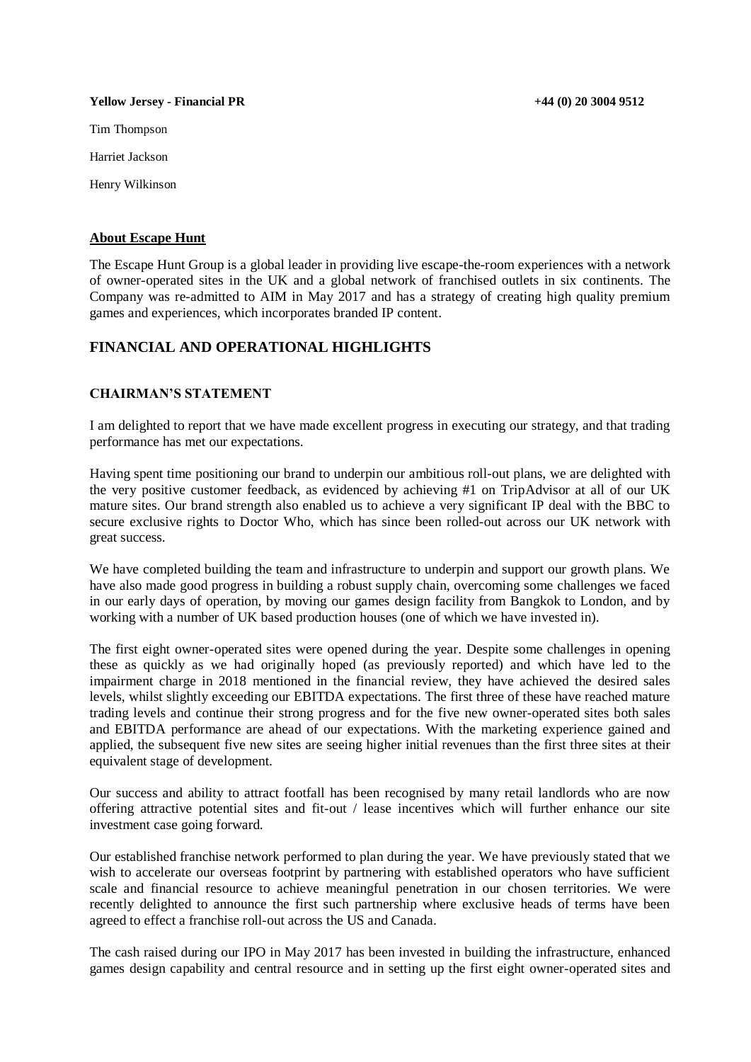**Yellow Jersey - Financial PR** **+44 (0) 20 3004 9512**

Tim Thompson

Harriet Jackson

Henry Wilkinson

**About Escape Hunt**

The Escape Hunt Group is a global leader in providing live escape-the-room experiences with a network of owner-operated sites in the UK and a global network of franchised outlets in six continents. The Company was re-admitted to AIM in May 2017 and has a strategy of creating high quality premium games and experiences, which incorporates branded IP content.

## FINANCIAL AND OPERATIONAL HIGHLIGHTS

### CHAIRMAN'S STATEMENT

I am delighted to report that we have made excellent progress in executing our strategy, and that trading performance has met our expectations.

Having spent time positioning our brand to underpin our ambitious roll-out plans, we are delighted with the very positive customer feedback, as evidenced by achieving #1 on TripAdvisor at all of our UK mature sites. Our brand strength also enabled us to achieve a very significant IP deal with the BBC to secure exclusive rights to Doctor Who, which has since been rolled-out across our UK network with great success.

We have completed building the team and infrastructure to underpin and support our growth plans. We have also made good progress in building a robust supply chain, overcoming some challenges we faced in our early days of operation, by moving our games design facility from Bangkok to London, and by working with a number of UK based production houses (one of which we have invested in).

The first eight owner-operated sites were opened during the year. Despite some challenges in opening these as quickly as we had originally hoped (as previously reported) and which have led to the impairment charge in 2018 mentioned in the financial review, they have achieved the desired sales levels, whilst slightly exceeding our EBITDA expectations. The first three of these have reached mature trading levels and continue their strong progress and for the five new owner-operated sites both sales and EBITDA performance are ahead of our expectations. With the marketing experience gained and applied, the subsequent five new sites are seeing higher initial revenues than the first three sites at their equivalent stage of development.

Our success and ability to attract footfall has been recognised by many retail landlords who are now offering attractive potential sites and fit-out / lease incentives which will further enhance our site investment case going forward.

Our established franchise network performed to plan during the year. We have previously stated that we wish to accelerate our overseas footprint by partnering with established operators who have sufficient scale and financial resource to achieve meaningful penetration in our chosen territories. We were recently delighted to announce the first such partnership where exclusive heads of terms have been agreed to effect a franchise roll-out across the US and Canada.

The cash raised during our IPO in May 2017 has been invested in building the infrastructure, enhanced games design capability and central resource and in setting up the first eight owner-operated sites and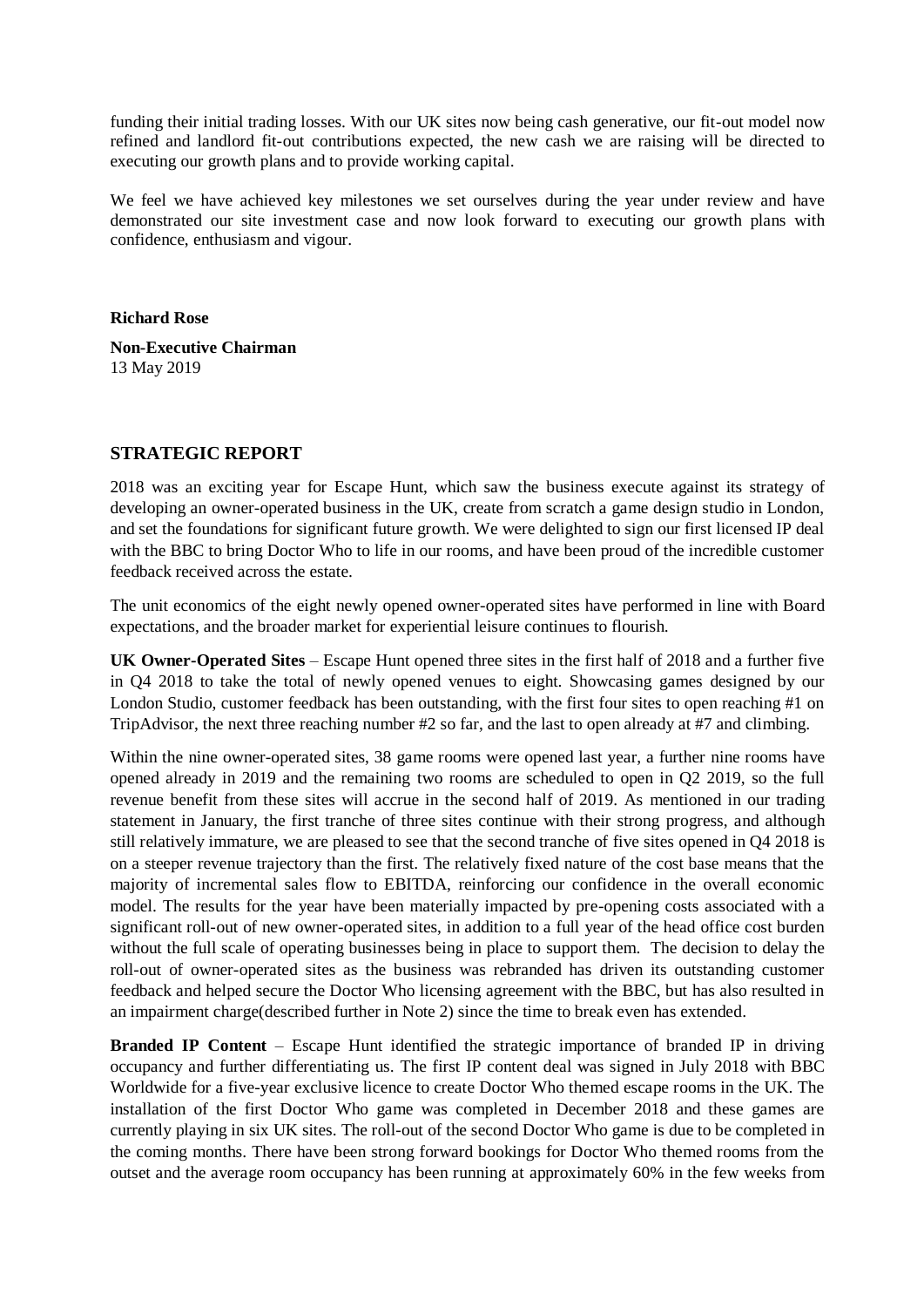funding their initial trading losses. With our UK sites now being cash generative, our fit-out model now refined and landlord fit-out contributions expected, the new cash we are raising will be directed to executing our growth plans and to provide working capital.

We feel we have achieved key milestones we set ourselves during the year under review and have demonstrated our site investment case and now look forward to executing our growth plans with confidence, enthusiasm and vigour.

**Richard Rose**

**Non-Executive Chairman**
13 May 2019

## STRATEGIC REPORT

2018 was an exciting year for Escape Hunt, which saw the business execute against its strategy of developing an owner-operated business in the UK, create from scratch a game design studio in London, and set the foundations for significant future growth. We were delighted to sign our first licensed IP deal with the BBC to bring Doctor Who to life in our rooms, and have been proud of the incredible customer feedback received across the estate.

The unit economics of the eight newly opened owner-operated sites have performed in line with Board expectations, and the broader market for experiential leisure continues to flourish.

**UK Owner-Operated Sites** – Escape Hunt opened three sites in the first half of 2018 and a further five in Q4 2018 to take the total of newly opened venues to eight. Showcasing games designed by our London Studio, customer feedback has been outstanding, with the first four sites to open reaching #1 on TripAdvisor, the next three reaching number #2 so far, and the last to open already at #7 and climbing.

Within the nine owner-operated sites, 38 game rooms were opened last year, a further nine rooms have opened already in 2019 and the remaining two rooms are scheduled to open in Q2 2019, so the full revenue benefit from these sites will accrue in the second half of 2019. As mentioned in our trading statement in January, the first tranche of three sites continue with their strong progress, and although still relatively immature, we are pleased to see that the second tranche of five sites opened in Q4 2018 is on a steeper revenue trajectory than the first. The relatively fixed nature of the cost base means that the majority of incremental sales flow to EBITDA, reinforcing our confidence in the overall economic model. The results for the year have been materially impacted by pre-opening costs associated with a significant roll-out of new owner-operated sites, in addition to a full year of the head office cost burden without the full scale of operating businesses being in place to support them. The decision to delay the roll-out of owner-operated sites as the business was rebranded has driven its outstanding customer feedback and helped secure the Doctor Who licensing agreement with the BBC, but has also resulted in an impairment charge(described further in Note 2) since the time to break even has extended.

**Branded IP Content** – Escape Hunt identified the strategic importance of branded IP in driving occupancy and further differentiating us. The first IP content deal was signed in July 2018 with BBC Worldwide for a five-year exclusive licence to create Doctor Who themed escape rooms in the UK. The installation of the first Doctor Who game was completed in December 2018 and these games are currently playing in six UK sites. The roll-out of the second Doctor Who game is due to be completed in the coming months. There have been strong forward bookings for Doctor Who themed rooms from the outset and the average room occupancy has been running at approximately 60% in the few weeks from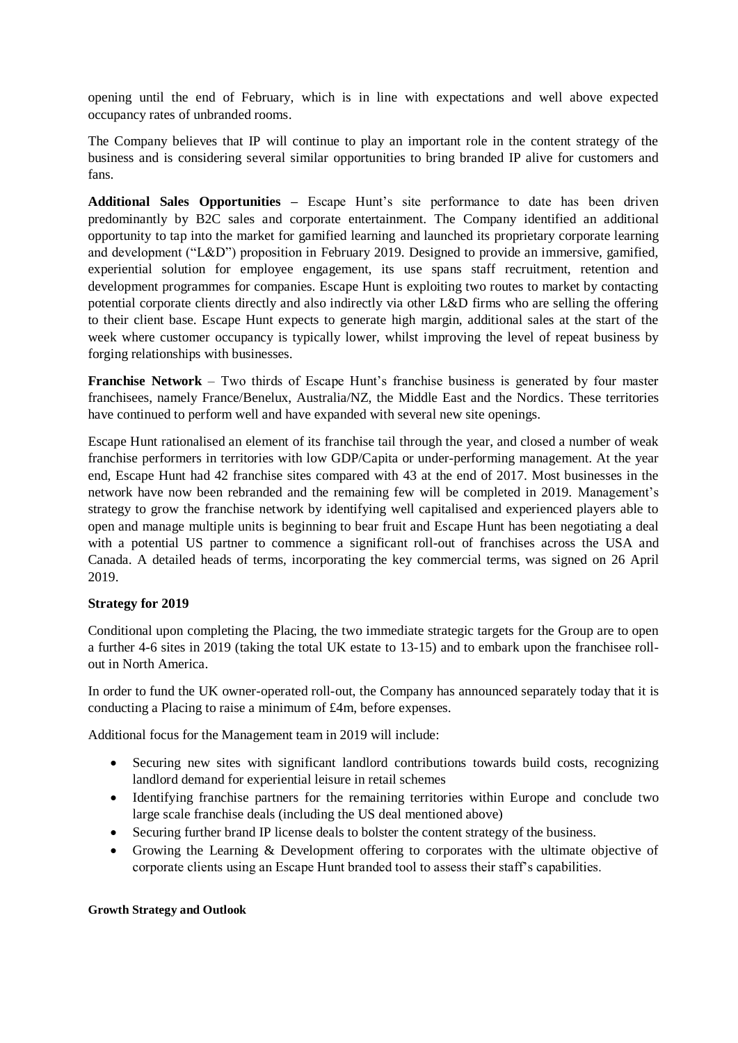opening until the end of February, which is in line with expectations and well above expected occupancy rates of unbranded rooms.

The Company believes that IP will continue to play an important role in the content strategy of the business and is considering several similar opportunities to bring branded IP alive for customers and fans.

**Additional Sales Opportunities –** Escape Hunt's site performance to date has been driven predominantly by B2C sales and corporate entertainment. The Company identified an additional opportunity to tap into the market for gamified learning and launched its proprietary corporate learning and development ("L&D") proposition in February 2019. Designed to provide an immersive, gamified, experiential solution for employee engagement, its use spans staff recruitment, retention and development programmes for companies. Escape Hunt is exploiting two routes to market by contacting potential corporate clients directly and also indirectly via other L&D firms who are selling the offering to their client base. Escape Hunt expects to generate high margin, additional sales at the start of the week where customer occupancy is typically lower, whilst improving the level of repeat business by forging relationships with businesses.

**Franchise Network** – Two thirds of Escape Hunt's franchise business is generated by four master franchisees, namely France/Benelux, Australia/NZ, the Middle East and the Nordics. These territories have continued to perform well and have expanded with several new site openings.

Escape Hunt rationalised an element of its franchise tail through the year, and closed a number of weak franchise performers in territories with low GDP/Capita or under-performing management. At the year end, Escape Hunt had 42 franchise sites compared with 43 at the end of 2017. Most businesses in the network have now been rebranded and the remaining few will be completed in 2019. Management's strategy to grow the franchise network by identifying well capitalised and experienced players able to open and manage multiple units is beginning to bear fruit and Escape Hunt has been negotiating a deal with a potential US partner to commence a significant roll-out of franchises across the USA and Canada. A detailed heads of terms, incorporating the key commercial terms, was signed on 26 April 2019.

**Strategy for 2019**

Conditional upon completing the Placing, the two immediate strategic targets for the Group are to open a further 4-6 sites in 2019 (taking the total UK estate to 13-15) and to embark upon the franchisee roll-out in North America.

In order to fund the UK owner-operated roll-out, the Company has announced separately today that it is conducting a Placing to raise a minimum of £4m, before expenses.

Additional focus for the Management team in 2019 will include:

- Securing new sites with significant landlord contributions towards build costs, recognizing landlord demand for experiential leisure in retail schemes
- Identifying franchise partners for the remaining territories within Europe and conclude two large scale franchise deals (including the US deal mentioned above)
- Securing further brand IP license deals to bolster the content strategy of the business.
- Growing the Learning & Development offering to corporates with the ultimate objective of corporate clients using an Escape Hunt branded tool to assess their staff's capabilities.

**Growth Strategy and Outlook**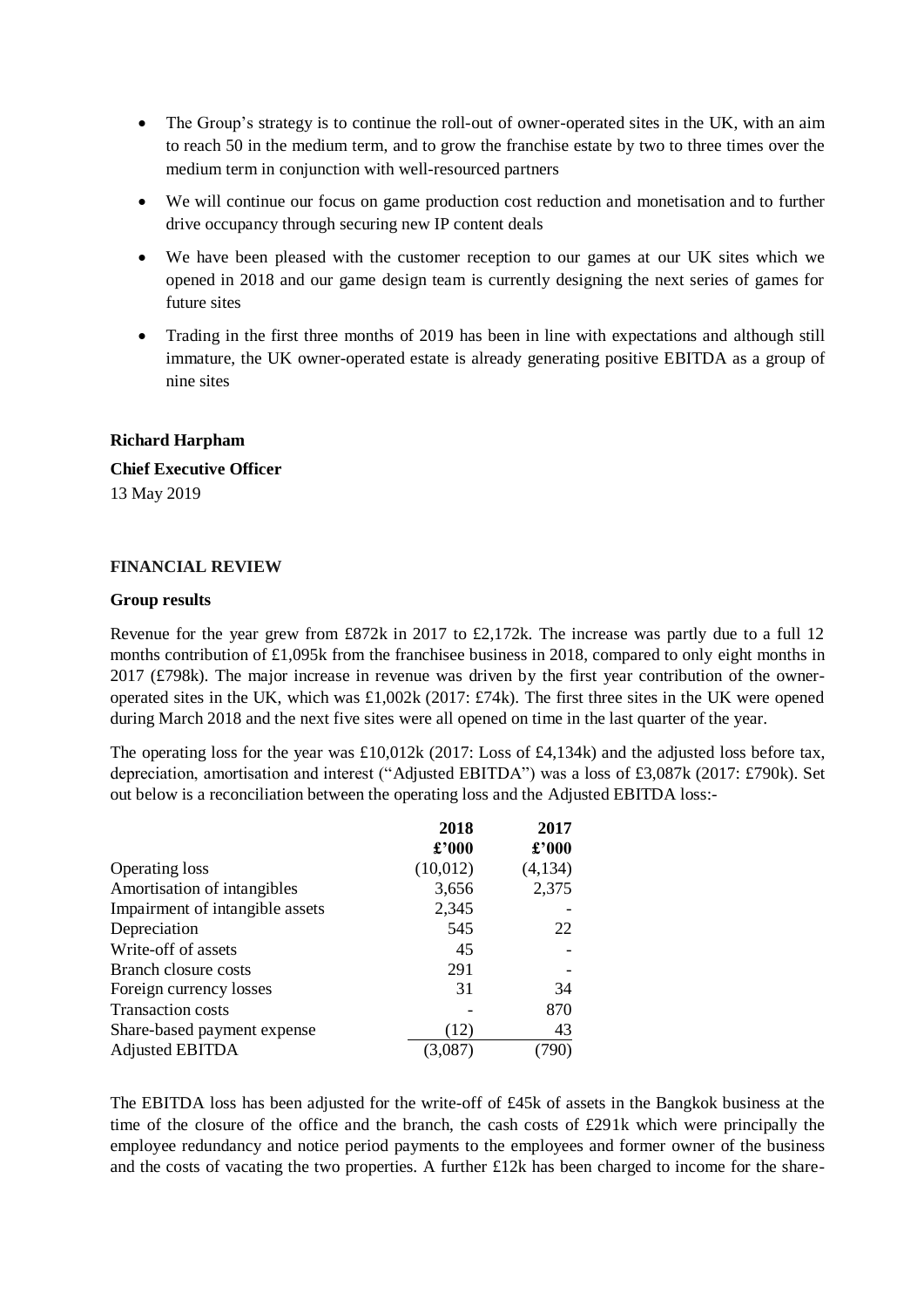- The Group's strategy is to continue the roll-out of owner-operated sites in the UK, with an aim to reach 50 in the medium term, and to grow the franchise estate by two to three times over the medium term in conjunction with well-resourced partners
- We will continue our focus on game production cost reduction and monetisation and to further drive occupancy through securing new IP content deals
- We have been pleased with the customer reception to our games at our UK sites which we opened in 2018 and our game design team is currently designing the next series of games for future sites
- Trading in the first three months of 2019 has been in line with expectations and although still immature, the UK owner-operated estate is already generating positive EBITDA as a group of nine sites

**Richard Harpham**

**Chief Executive Officer**

13 May 2019

## FINANCIAL REVIEW

### Group results

Revenue for the year grew from £872k in 2017 to £2,172k. The increase was partly due to a full 12 months contribution of £1,095k from the franchisee business in 2018, compared to only eight months in 2017 (£798k). The major increase in revenue was driven by the first year contribution of the owner-operated sites in the UK, which was £1,002k (2017: £74k). The first three sites in the UK were opened during March 2018 and the next five sites were all opened on time in the last quarter of the year.

The operating loss for the year was £10,012k (2017: Loss of £4,134k) and the adjusted loss before tax, depreciation, amortisation and interest ("Adjusted EBITDA") was a loss of £3,087k (2017: £790k). Set out below is a reconciliation between the operating loss and the Adjusted EBITDA loss:-

| | 2018<br>£'000 | 2017<br>£'000 |
|---|---|---|
| Operating loss | (10,012) | (4,134) |
| Amortisation of intangibles | 3,656 | 2,375 |
| Impairment of intangible assets | 2,345 | - |
| Depreciation | 545 | 22 |
| Write-off of assets | 45 | - |
| Branch closure costs | 291 | - |
| Foreign currency losses | 31 | 34 |
| Transaction costs | - | 870 |
| Share-based payment expense | (12) | 43 |
| Adjusted EBITDA | (3,087) | (790) |

The EBITDA loss has been adjusted for the write-off of £45k of assets in the Bangkok business at the time of the closure of the office and the branch, the cash costs of £291k which were principally the employee redundancy and notice period payments to the employees and former owner of the business and the costs of vacating the two properties. A further £12k has been charged to income for the share-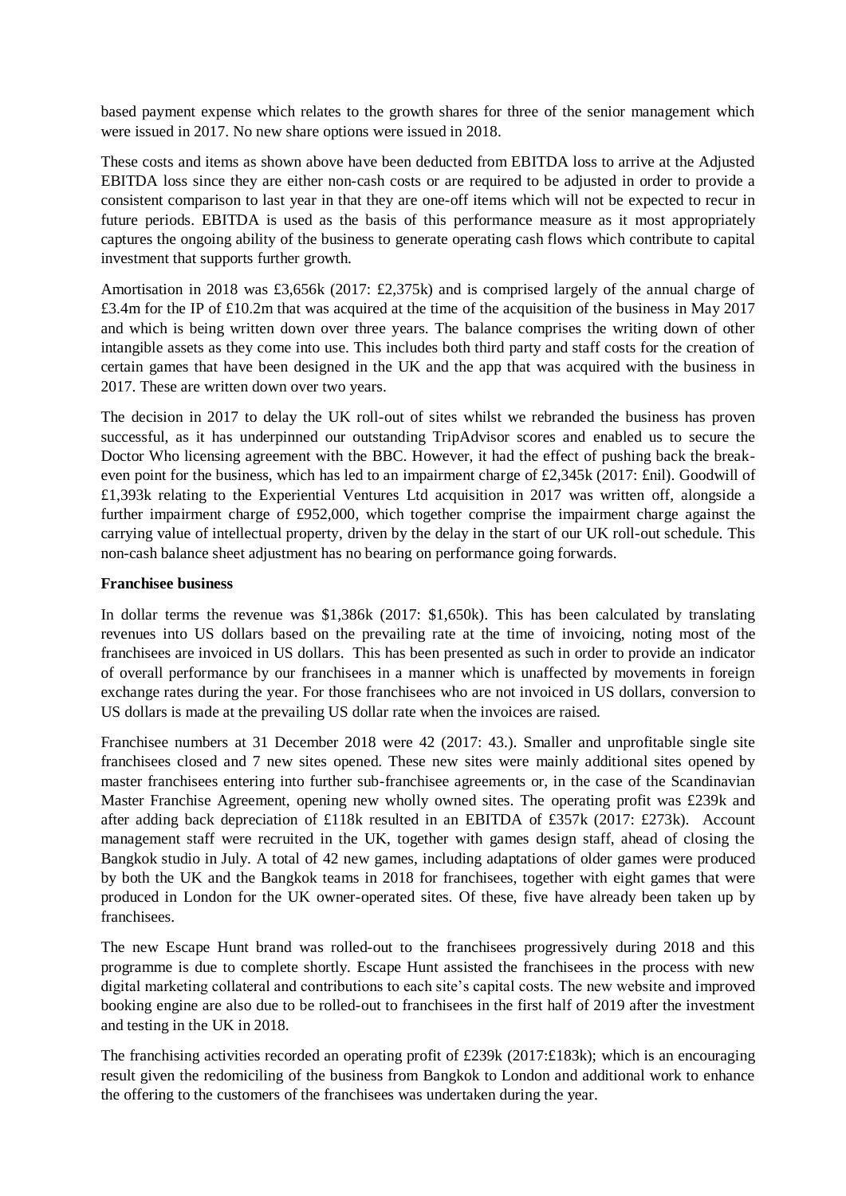based payment expense which relates to the growth shares for three of the senior management which were issued in 2017. No new share options were issued in 2018.

These costs and items as shown above have been deducted from EBITDA loss to arrive at the Adjusted EBITDA loss since they are either non-cash costs or are required to be adjusted in order to provide a consistent comparison to last year in that they are one-off items which will not be expected to recur in future periods. EBITDA is used as the basis of this performance measure as it most appropriately captures the ongoing ability of the business to generate operating cash flows which contribute to capital investment that supports further growth.

Amortisation in 2018 was £3,656k (2017: £2,375k) and is comprised largely of the annual charge of £3.4m for the IP of £10.2m that was acquired at the time of the acquisition of the business in May 2017 and which is being written down over three years. The balance comprises the writing down of other intangible assets as they come into use. This includes both third party and staff costs for the creation of certain games that have been designed in the UK and the app that was acquired with the business in 2017. These are written down over two years.

The decision in 2017 to delay the UK roll-out of sites whilst we rebranded the business has proven successful, as it has underpinned our outstanding TripAdvisor scores and enabled us to secure the Doctor Who licensing agreement with the BBC. However, it had the effect of pushing back the break-even point for the business, which has led to an impairment charge of £2,345k (2017: £nil). Goodwill of £1,393k relating to the Experiential Ventures Ltd acquisition in 2017 was written off, alongside a further impairment charge of £952,000, which together comprise the impairment charge against the carrying value of intellectual property, driven by the delay in the start of our UK roll-out schedule. This non-cash balance sheet adjustment has no bearing on performance going forwards.

**Franchisee business**

In dollar terms the revenue was $1,386k (2017: $1,650k). This has been calculated by translating revenues into US dollars based on the prevailing rate at the time of invoicing, noting most of the franchisees are invoiced in US dollars. This has been presented as such in order to provide an indicator of overall performance by our franchisees in a manner which is unaffected by movements in foreign exchange rates during the year. For those franchisees who are not invoiced in US dollars, conversion to US dollars is made at the prevailing US dollar rate when the invoices are raised.

Franchisee numbers at 31 December 2018 were 42 (2017: 43.). Smaller and unprofitable single site franchisees closed and 7 new sites opened. These new sites were mainly additional sites opened by master franchisees entering into further sub-franchisee agreements or, in the case of the Scandinavian Master Franchise Agreement, opening new wholly owned sites. The operating profit was £239k and after adding back depreciation of £118k resulted in an EBITDA of £357k (2017: £273k). Account management staff were recruited in the UK, together with games design staff, ahead of closing the Bangkok studio in July. A total of 42 new games, including adaptations of older games were produced by both the UK and the Bangkok teams in 2018 for franchisees, together with eight games that were produced in London for the UK owner-operated sites. Of these, five have already been taken up by franchisees.

The new Escape Hunt brand was rolled-out to the franchisees progressively during 2018 and this programme is due to complete shortly. Escape Hunt assisted the franchisees in the process with new digital marketing collateral and contributions to each site's capital costs. The new website and improved booking engine are also due to be rolled-out to franchisees in the first half of 2019 after the investment and testing in the UK in 2018.

The franchising activities recorded an operating profit of £239k (2017:£183k); which is an encouraging result given the redomiciling of the business from Bangkok to London and additional work to enhance the offering to the customers of the franchisees was undertaken during the year.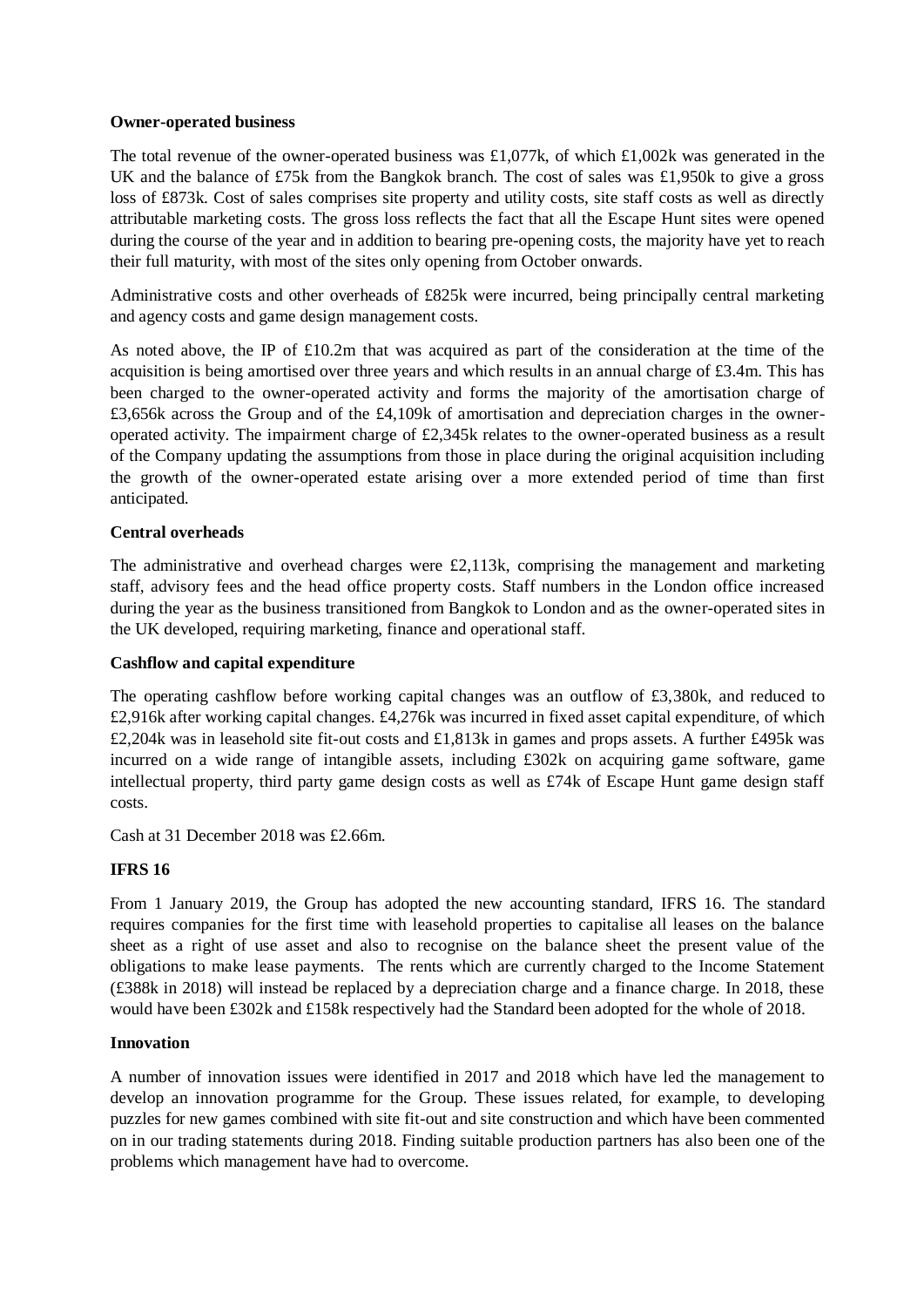**Owner-operated business**

The total revenue of the owner-operated business was £1,077k, of which £1,002k was generated in the UK and the balance of £75k from the Bangkok branch. The cost of sales was £1,950k to give a gross loss of £873k. Cost of sales comprises site property and utility costs, site staff costs as well as directly attributable marketing costs. The gross loss reflects the fact that all the Escape Hunt sites were opened during the course of the year and in addition to bearing pre-opening costs, the majority have yet to reach their full maturity, with most of the sites only opening from October onwards.

Administrative costs and other overheads of £825k were incurred, being principally central marketing and agency costs and game design management costs.

As noted above, the IP of £10.2m that was acquired as part of the consideration at the time of the acquisition is being amortised over three years and which results in an annual charge of £3.4m. This has been charged to the owner-operated activity and forms the majority of the amortisation charge of £3,656k across the Group and of the £4,109k of amortisation and depreciation charges in the owner-operated activity. The impairment charge of £2,345k relates to the owner-operated business as a result of the Company updating the assumptions from those in place during the original acquisition including the growth of the owner-operated estate arising over a more extended period of time than first anticipated.

**Central overheads**

The administrative and overhead charges were £2,113k, comprising the management and marketing staff, advisory fees and the head office property costs. Staff numbers in the London office increased during the year as the business transitioned from Bangkok to London and as the owner-operated sites in the UK developed, requiring marketing, finance and operational staff.

**Cashflow and capital expenditure**

The operating cashflow before working capital changes was an outflow of £3,380k, and reduced to £2,916k after working capital changes. £4,276k was incurred in fixed asset capital expenditure, of which £2,204k was in leasehold site fit-out costs and £1,813k in games and props assets. A further £495k was incurred on a wide range of intangible assets, including £302k on acquiring game software, game intellectual property, third party game design costs as well as £74k of Escape Hunt game design staff costs.

Cash at 31 December 2018 was £2.66m.

**IFRS 16**

From 1 January 2019, the Group has adopted the new accounting standard, IFRS 16. The standard requires companies for the first time with leasehold properties to capitalise all leases on the balance sheet as a right of use asset and also to recognise on the balance sheet the present value of the obligations to make lease payments. The rents which are currently charged to the Income Statement (£388k in 2018) will instead be replaced by a depreciation charge and a finance charge. In 2018, these would have been £302k and £158k respectively had the Standard been adopted for the whole of 2018.

**Innovation**

A number of innovation issues were identified in 2017 and 2018 which have led the management to develop an innovation programme for the Group. These issues related, for example, to developing puzzles for new games combined with site fit-out and site construction and which have been commented on in our trading statements during 2018. Finding suitable production partners has also been one of the problems which management have had to overcome.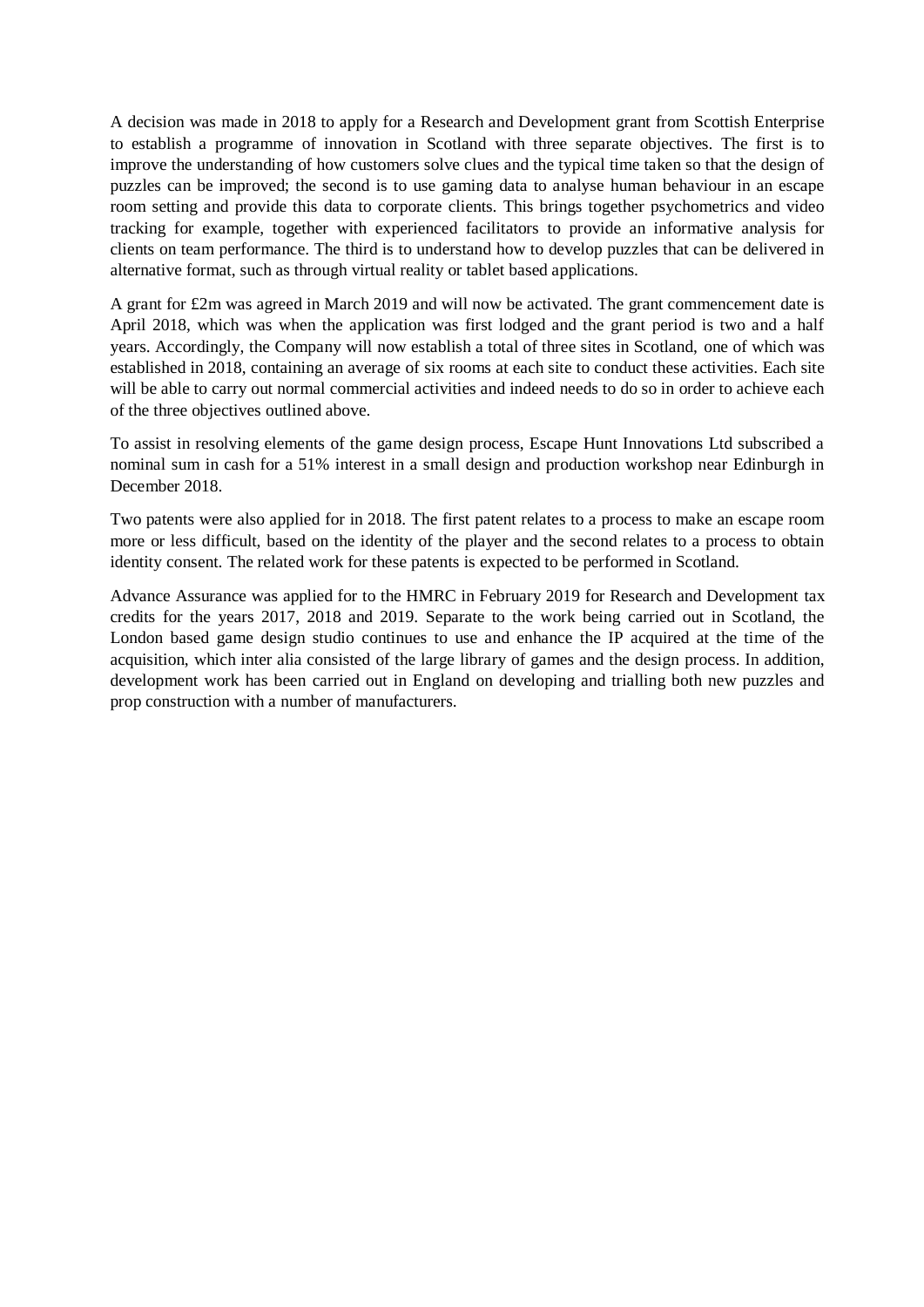A decision was made in 2018 to apply for a Research and Development grant from Scottish Enterprise to establish a programme of innovation in Scotland with three separate objectives. The first is to improve the understanding of how customers solve clues and the typical time taken so that the design of puzzles can be improved; the second is to use gaming data to analyse human behaviour in an escape room setting and provide this data to corporate clients. This brings together psychometrics and video tracking for example, together with experienced facilitators to provide an informative analysis for clients on team performance. The third is to understand how to develop puzzles that can be delivered in alternative format, such as through virtual reality or tablet based applications.

A grant for £2m was agreed in March 2019 and will now be activated. The grant commencement date is April 2018, which was when the application was first lodged and the grant period is two and a half years. Accordingly, the Company will now establish a total of three sites in Scotland, one of which was established in 2018, containing an average of six rooms at each site to conduct these activities. Each site will be able to carry out normal commercial activities and indeed needs to do so in order to achieve each of the three objectives outlined above.

To assist in resolving elements of the game design process, Escape Hunt Innovations Ltd subscribed a nominal sum in cash for a 51% interest in a small design and production workshop near Edinburgh in December 2018.

Two patents were also applied for in 2018. The first patent relates to a process to make an escape room more or less difficult, based on the identity of the player and the second relates to a process to obtain identity consent. The related work for these patents is expected to be performed in Scotland.

Advance Assurance was applied for to the HMRC in February 2019 for Research and Development tax credits for the years 2017, 2018 and 2019. Separate to the work being carried out in Scotland, the London based game design studio continues to use and enhance the IP acquired at the time of the acquisition, which inter alia consisted of the large library of games and the design process. In addition, development work has been carried out in England on developing and trialling both new puzzles and prop construction with a number of manufacturers.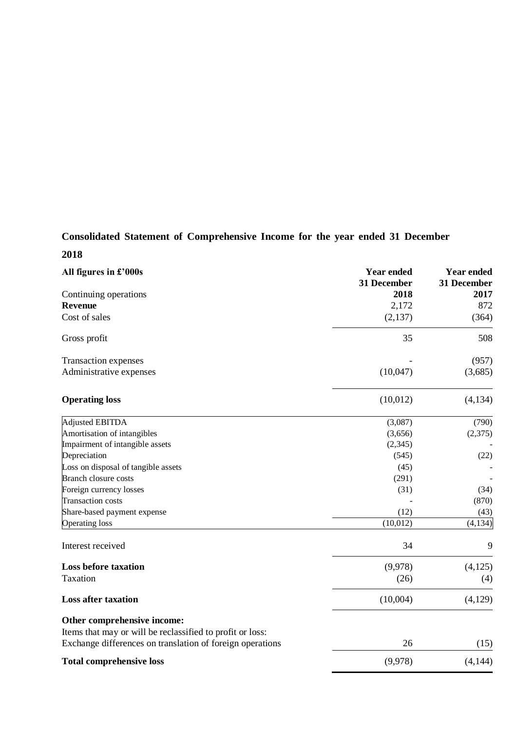## Consolidated Statement of Comprehensive Income for the year ended 31 December 2018

| All figures in £'000s | Year ended 31 December 2018 | Year ended 31 December 2017 |
|---|---|---|
| Continuing operations | | |
| **Revenue** | 2,172 | 872 |
| Cost of sales | (2,137) | (364) |
| Gross profit | 35 | 508 |
| Transaction expenses | - | (957) |
| Administrative expenses | (10,047) | (3,685) |
| **Operating loss** | (10,012) | (4,134) |
| Adjusted EBITDA | (3,087) | (790) |
| Amortisation of intangibles | (3,656) | (2,375) |
| Impairment of intangible assets | (2,345) | - |
| Depreciation | (545) | (22) |
| Loss on disposal of tangible assets | (45) | - |
| Branch closure costs | (291) | - |
| Foreign currency losses | (31) | (34) |
| Transaction costs | - | (870) |
| Share-based payment expense | (12) | (43) |
| Operating loss | (10,012) | (4,134) |
| Interest received | 34 | 9 |
| **Loss before taxation** | (9,978) | (4,125) |
| Taxation | (26) | (4) |
| **Loss after taxation** | (10,004) | (4,129) |
| **Other comprehensive income:** | | |
| Items that may or will be reclassified to profit or loss: | | |
| Exchange differences on translation of foreign operations | 26 | (15) |
| **Total comprehensive loss** | (9,978) | (4,144) |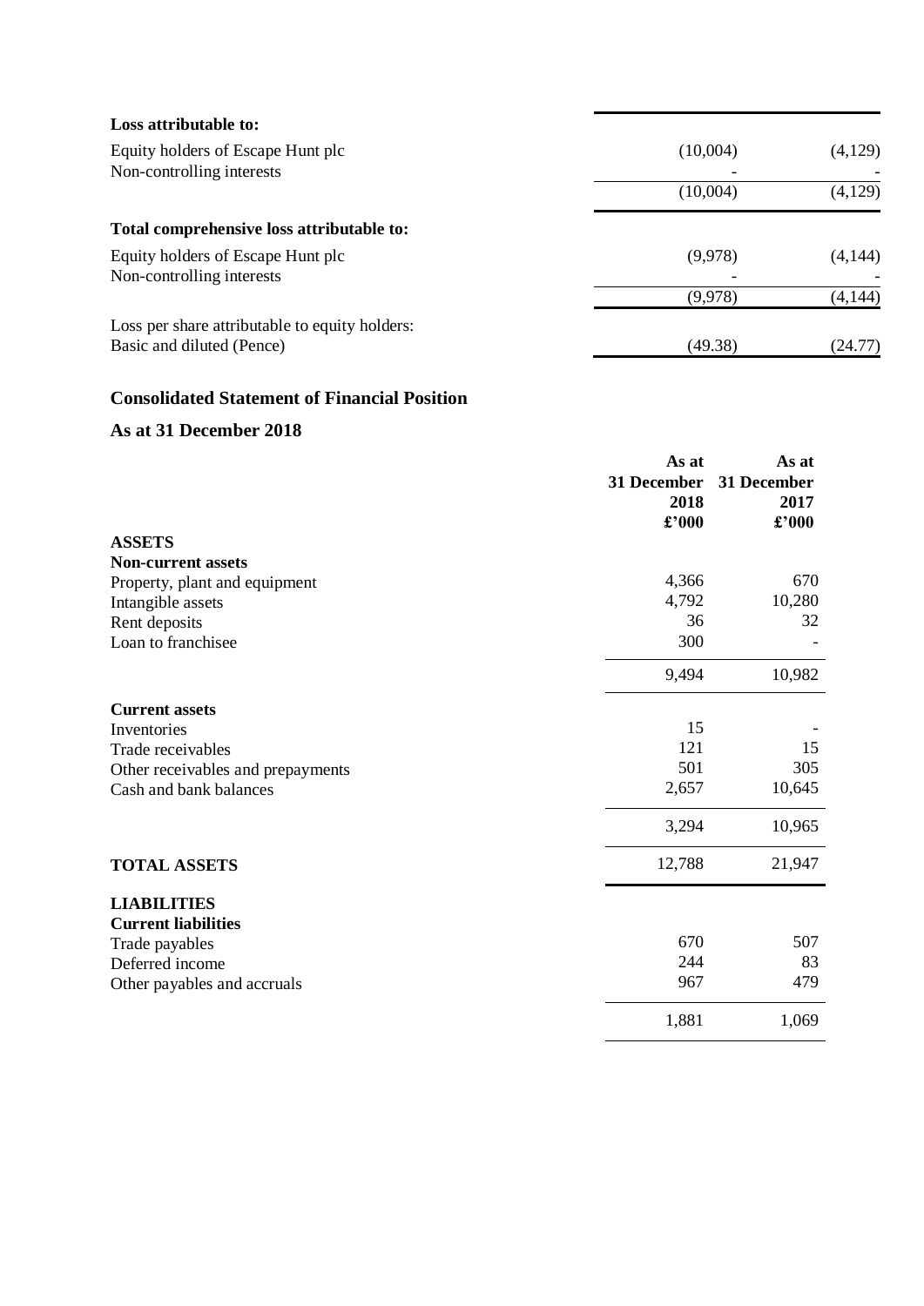| | | |
|---|---|---|
| **Loss attributable to:** | | |
| Equity holders of Escape Hunt plc | (10,004) | (4,129) |
| Non-controlling interests | - | - |
| | (10,004) | (4,129) |
| **Total comprehensive loss attributable to:** | | |
| Equity holders of Escape Hunt plc | (9,978) | (4,144) |
| Non-controlling interests | - | - |
| | (9,978) | (4,144) |
| Loss per share attributable to equity holders: | | |
| Basic and diluted (Pence) | (49.38) | (24.77) |

## Consolidated Statement of Financial Position

## As at 31 December 2018

| | As at 31 December 2018 £'000 | As at 31 December 2017 £'000 |
|---|---|---|
| **ASSETS** | | |
| **Non-current assets** | | |
| Property, plant and equipment | 4,366 | 670 |
| Intangible assets | 4,792 | 10,280 |
| Rent deposits | 36 | 32 |
| Loan to franchisee | 300 | - |
| | 9,494 | 10,982 |
| **Current assets** | | |
| Inventories | 15 | - |
| Trade receivables | 121 | 15 |
| Other receivables and prepayments | 501 | 305 |
| Cash and bank balances | 2,657 | 10,645 |
| | 3,294 | 10,965 |
| **TOTAL ASSETS** | 12,788 | 21,947 |
| **LIABILITIES** | | |
| **Current liabilities** | | |
| Trade payables | 670 | 507 |
| Deferred income | 244 | 83 |
| Other payables and accruals | 967 | 479 |
| | 1,881 | 1,069 |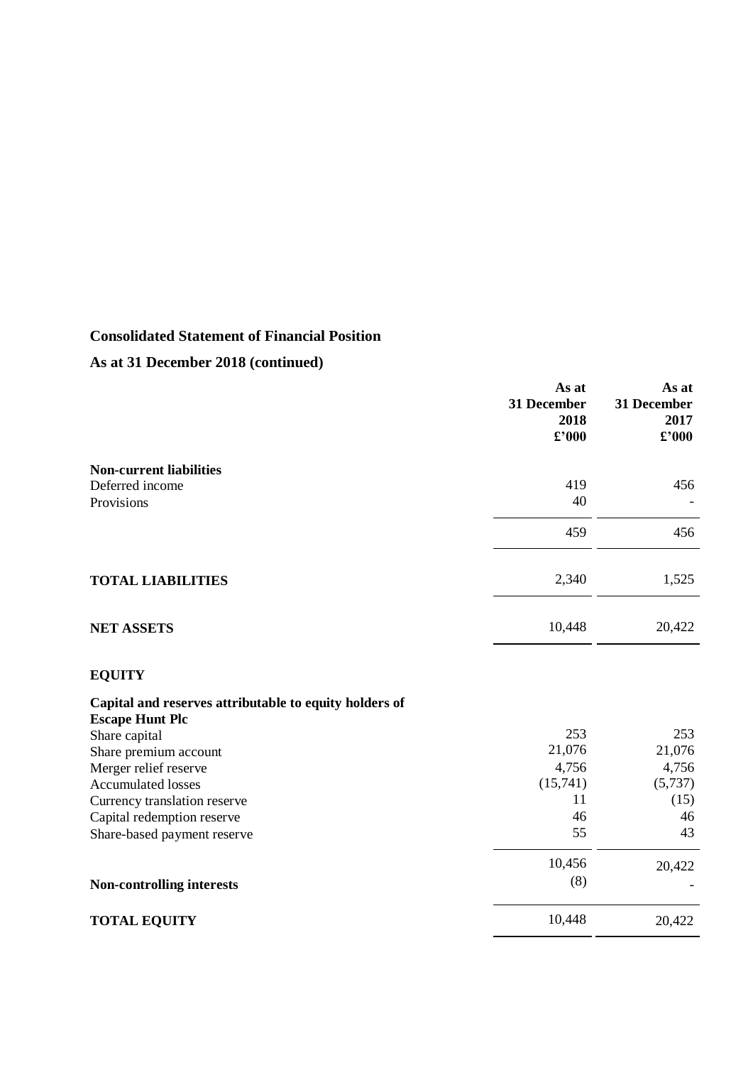## Consolidated Statement of Financial Position

## As at 31 December 2018 (continued)

| | As at 31 December 2018 £'000 | As at 31 December 2017 £'000 |
|---|---|---|
| **Non-current liabilities** | | |
| Deferred income | 419 | 456 |
| Provisions | 40 | - |
| | 459 | 456 |
| **TOTAL LIABILITIES** | 2,340 | 1,525 |
| **NET ASSETS** | 10,448 | 20,422 |
| **EQUITY** | | |
| **Capital and reserves attributable to equity holders of Escape Hunt Plc** | | |
| Share capital | 253 | 253 |
| Share premium account | 21,076 | 21,076 |
| Merger relief reserve | 4,756 | 4,756 |
| Accumulated losses | (15,741) | (5,737) |
| Currency translation reserve | 11 | (15) |
| Capital redemption reserve | 46 | 46 |
| Share-based payment reserve | 55 | 43 |
| | 10,456 | 20,422 |
| **Non-controlling interests** | (8) | - |
| **TOTAL EQUITY** | 10,448 | 20,422 |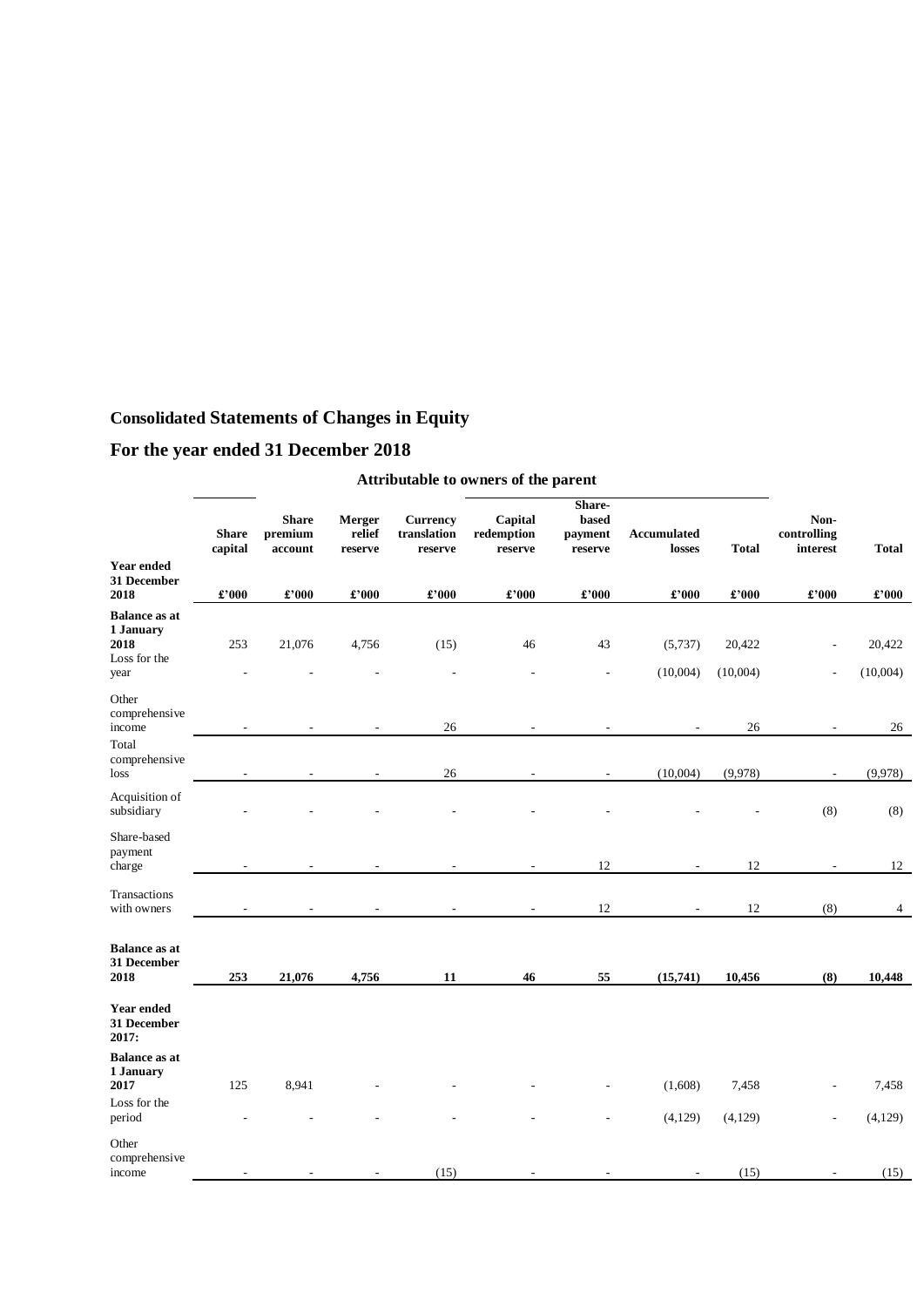# Consolidated Statements of Changes in Equity

## For the year ended 31 December 2018

| | Attributable to owners of the parent | | | | | | | | | |
|---|---|---|---|---|---|---|---|---|---|---|
| | Share capital | Share premium account | Merger relief reserve | Currency translation reserve | Capital redemption reserve | Share-based payment reserve | Accumulated losses | Total | Non-controlling interest | Total |
| **Year ended 31 December 2018** | **£'000** | **£'000** | **£'000** | **£'000** | **£'000** | **£'000** | **£'000** | **£'000** | **£'000** | **£'000** |
| **Balance as at 1 January 2018** | 253 | 21,076 | 4,756 | (15) | 46 | 43 | (5,737) | 20,422 | - | 20,422 |
| Loss for the year | - | - | - | - | - | - | (10,004) | (10,004) | - | (10,004) |
| Other comprehensive income | - | - | - | 26 | - | - | - | 26 | - | 26 |
| Total comprehensive loss | - | - | - | 26 | - | - | (10,004) | (9,978) | - | (9,978) |
| Acquisition of subsidiary | - | - | - | - | - | - | - | - | (8) | (8) |
| Share-based payment charge | - | - | - | - | - | 12 | - | 12 | - | 12 |
| Transactions with owners | - | - | - | - | - | 12 | - | 12 | (8) | 4 |
| **Balance as at 31 December 2018** | **253** | **21,076** | **4,756** | **11** | **46** | **55** | **(15,741)** | **10,456** | **(8)** | **10,448** |
| **Year ended 31 December 2017:** | | | | | | | | | | |
| **Balance as at 1 January 2017** | 125 | 8,941 | - | - | - | - | (1,608) | 7,458 | - | 7,458 |
| Loss for the period | - | - | - | - | - | - | (4,129) | (4,129) | - | (4,129) |
| Other comprehensive income | - | - | - | (15) | - | - | - | (15) | - | (15) |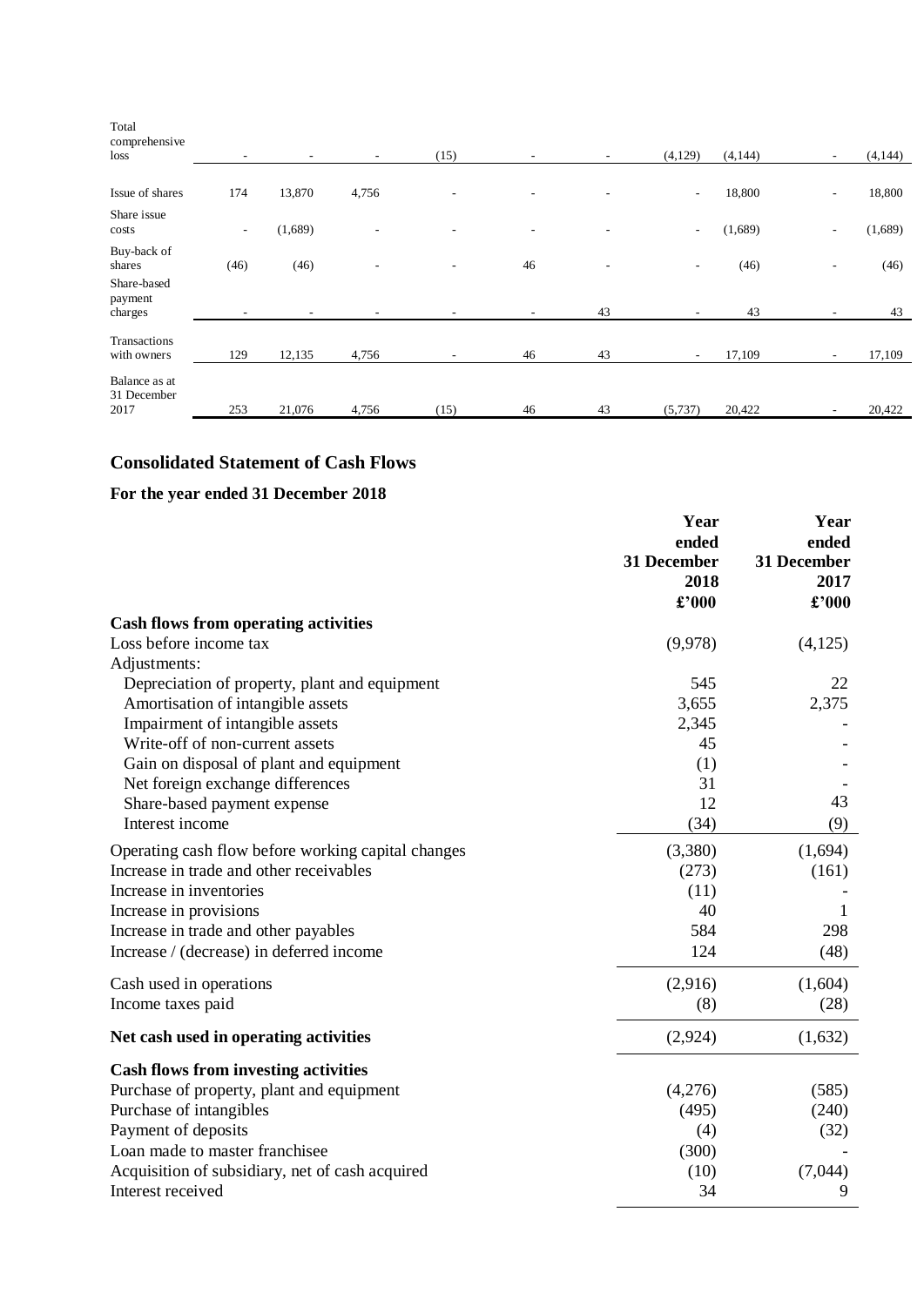| | | | | | | | | | | |
|---|---|---|---|---|---|---|---|---|---|---|
| Total comprehensive loss | - | - | - | (15) | - | - | (4,129) | (4,144) | - | (4,144) |
| Issue of shares | 174 | 13,870 | 4,756 | - | - | - | - | 18,800 | - | 18,800 |
| Share issue costs | - | (1,689) | - | - | - | - | - | (1,689) | - | (1,689) |
| Buy-back of shares | (46) | (46) | - | - | 46 | - | - | (46) | - | (46) |
| Share-based payment charges | - | - | - | - | - | 43 | - | 43 | - | 43 |
| Transactions with owners | 129 | 12,135 | 4,756 | - | 46 | 43 | - | 17,109 | - | 17,109 |
| Balance as at 31 December 2017 | 253 | 21,076 | 4,756 | (15) | 46 | 43 | (5,737) | 20,422 | - | 20,422 |

## Consolidated Statement of Cash Flows

### For the year ended 31 December 2018

| | Year ended 31 December 2018 £'000 | Year ended 31 December 2017 £'000 |
|---|---|---|
| **Cash flows from operating activities** | | |
| Loss before income tax | (9,978) | (4,125) |
| Adjustments: | | |
| Depreciation of property, plant and equipment | 545 | 22 |
| Amortisation of intangible assets | 3,655 | 2,375 |
| Impairment of intangible assets | 2,345 | - |
| Write-off of non-current assets | 45 | - |
| Gain on disposal of plant and equipment | (1) | - |
| Net foreign exchange differences | 31 | - |
| Share-based payment expense | 12 | 43 |
| Interest income | (34) | (9) |
| Operating cash flow before working capital changes | (3,380) | (1,694) |
| Increase in trade and other receivables | (273) | (161) |
| Increase in inventories | (11) | - |
| Increase in provisions | 40 | 1 |
| Increase in trade and other payables | 584 | 298 |
| Increase / (decrease) in deferred income | 124 | (48) |
| Cash used in operations | (2,916) | (1,604) |
| Income taxes paid | (8) | (28) |
| **Net cash used in operating activities** | (2,924) | (1,632) |
| **Cash flows from investing activities** | | |
| Purchase of property, plant and equipment | (4,276) | (585) |
| Purchase of intangibles | (495) | (240) |
| Payment of deposits | (4) | (32) |
| Loan made to master franchisee | (300) | - |
| Acquisition of subsidiary, net of cash acquired | (10) | (7,044) |
| Interest received | 34 | 9 |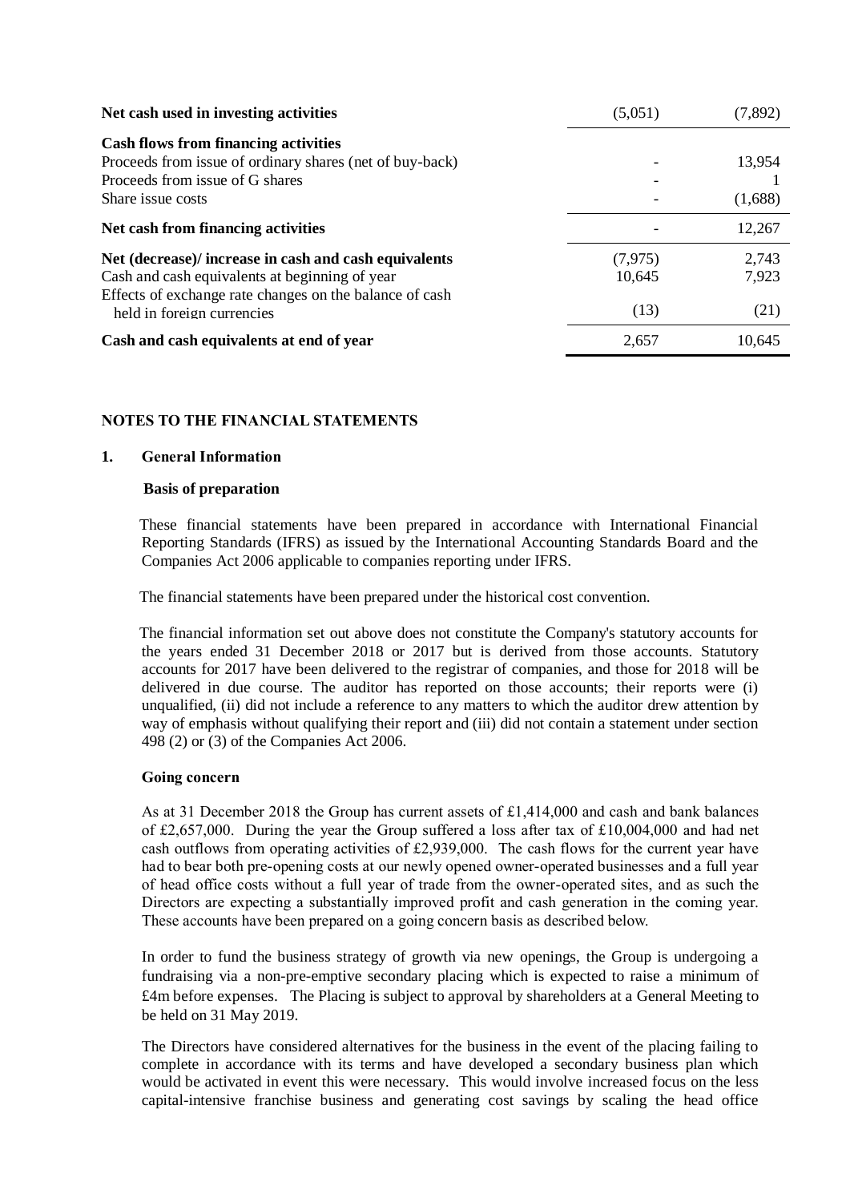| | | |
|---|---|---|
| **Net cash used in investing activities** | (5,051) | (7,892) |
| **Cash flows from financing activities** | | |
| Proceeds from issue of ordinary shares (net of buy-back) | - | 13,954 |
| Proceeds from issue of G shares | - | 1 |
| Share issue costs | - | (1,688) |
| **Net cash from financing activities** | - | 12,267 |
| **Net (decrease)/ increase in cash and cash equivalents** | (7,975) | 2,743 |
| Cash and cash equivalents at beginning of year | 10,645 | 7,923 |
| Effects of exchange rate changes on the balance of cash held in foreign currencies | (13) | (21) |
| **Cash and cash equivalents at end of year** | 2,657 | 10,645 |

## NOTES TO THE FINANCIAL STATEMENTS

### 1. General Information

**Basis of preparation**

These financial statements have been prepared in accordance with International Financial Reporting Standards (IFRS) as issued by the International Accounting Standards Board and the Companies Act 2006 applicable to companies reporting under IFRS.

The financial statements have been prepared under the historical cost convention.

The financial information set out above does not constitute the Company's statutory accounts for the years ended 31 December 2018 or 2017 but is derived from those accounts. Statutory accounts for 2017 have been delivered to the registrar of companies, and those for 2018 will be delivered in due course. The auditor has reported on those accounts; their reports were (i) unqualified, (ii) did not include a reference to any matters to which the auditor drew attention by way of emphasis without qualifying their report and (iii) did not contain a statement under section 498 (2) or (3) of the Companies Act 2006.

**Going concern**

As at 31 December 2018 the Group has current assets of £1,414,000 and cash and bank balances of £2,657,000. During the year the Group suffered a loss after tax of £10,004,000 and had net cash outflows from operating activities of £2,939,000. The cash flows for the current year have had to bear both pre-opening costs at our newly opened owner-operated businesses and a full year of head office costs without a full year of trade from the owner-operated sites, and as such the Directors are expecting a substantially improved profit and cash generation in the coming year. These accounts have been prepared on a going concern basis as described below.

In order to fund the business strategy of growth via new openings, the Group is undergoing a fundraising via a non-pre-emptive secondary placing which is expected to raise a minimum of £4m before expenses. The Placing is subject to approval by shareholders at a General Meeting to be held on 31 May 2019.

The Directors have considered alternatives for the business in the event of the placing failing to complete in accordance with its terms and have developed a secondary business plan which would be activated in event this were necessary. This would involve increased focus on the less capital-intensive franchise business and generating cost savings by scaling the head office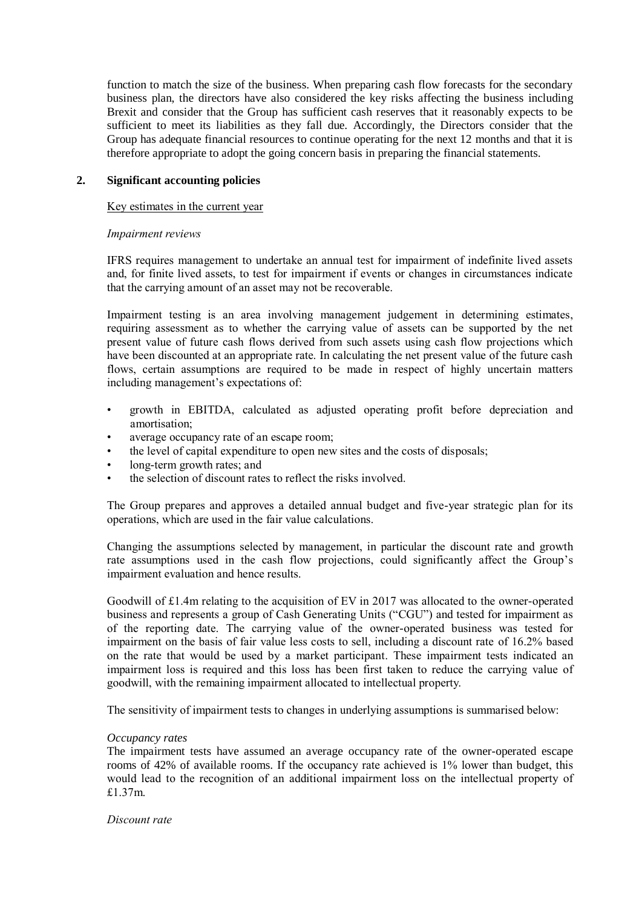function to match the size of the business. When preparing cash flow forecasts for the secondary business plan, the directors have also considered the key risks affecting the business including Brexit and consider that the Group has sufficient cash reserves that it reasonably expects to be sufficient to meet its liabilities as they fall due. Accordingly, the Directors consider that the Group has adequate financial resources to continue operating for the next 12 months and that it is therefore appropriate to adopt the going concern basis in preparing the financial statements.

## 2. Significant accounting policies

Key estimates in the current year

*Impairment reviews*

IFRS requires management to undertake an annual test for impairment of indefinite lived assets and, for finite lived assets, to test for impairment if events or changes in circumstances indicate that the carrying amount of an asset may not be recoverable.

Impairment testing is an area involving management judgement in determining estimates, requiring assessment as to whether the carrying value of assets can be supported by the net present value of future cash flows derived from such assets using cash flow projections which have been discounted at an appropriate rate. In calculating the net present value of the future cash flows, certain assumptions are required to be made in respect of highly uncertain matters including management's expectations of:

- growth in EBITDA, calculated as adjusted operating profit before depreciation and amortisation;
- average occupancy rate of an escape room;
- the level of capital expenditure to open new sites and the costs of disposals;
- long-term growth rates; and
- the selection of discount rates to reflect the risks involved.

The Group prepares and approves a detailed annual budget and five-year strategic plan for its operations, which are used in the fair value calculations.

Changing the assumptions selected by management, in particular the discount rate and growth rate assumptions used in the cash flow projections, could significantly affect the Group's impairment evaluation and hence results.

Goodwill of £1.4m relating to the acquisition of EV in 2017 was allocated to the owner-operated business and represents a group of Cash Generating Units ("CGU") and tested for impairment as of the reporting date. The carrying value of the owner-operated business was tested for impairment on the basis of fair value less costs to sell, including a discount rate of 16.2% based on the rate that would be used by a market participant. These impairment tests indicated an impairment loss is required and this loss has been first taken to reduce the carrying value of goodwill, with the remaining impairment allocated to intellectual property.

The sensitivity of impairment tests to changes in underlying assumptions is summarised below:

*Occupancy rates*

The impairment tests have assumed an average occupancy rate of the owner-operated escape rooms of 42% of available rooms. If the occupancy rate achieved is 1% lower than budget, this would lead to the recognition of an additional impairment loss on the intellectual property of £1.37m.

*Discount rate*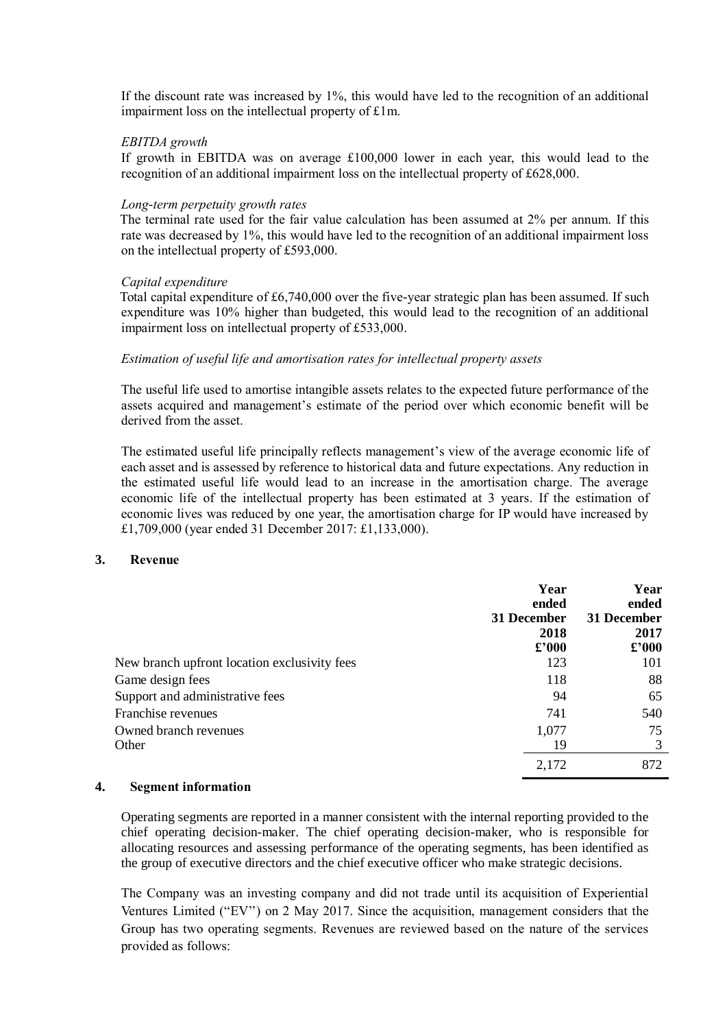If the discount rate was increased by 1%, this would have led to the recognition of an additional impairment loss on the intellectual property of £1m.

*EBITDA growth*

If growth in EBITDA was on average £100,000 lower in each year, this would lead to the recognition of an additional impairment loss on the intellectual property of £628,000.

*Long-term perpetuity growth rates*

The terminal rate used for the fair value calculation has been assumed at 2% per annum. If this rate was decreased by 1%, this would have led to the recognition of an additional impairment loss on the intellectual property of £593,000.

*Capital expenditure*

Total capital expenditure of £6,740,000 over the five-year strategic plan has been assumed. If such expenditure was 10% higher than budgeted, this would lead to the recognition of an additional impairment loss on intellectual property of £533,000.

*Estimation of useful life and amortisation rates for intellectual property assets*

The useful life used to amortise intangible assets relates to the expected future performance of the assets acquired and management's estimate of the period over which economic benefit will be derived from the asset.

The estimated useful life principally reflects management's view of the average economic life of each asset and is assessed by reference to historical data and future expectations. Any reduction in the estimated useful life would lead to an increase in the amortisation charge. The average economic life of the intellectual property has been estimated at 3 years. If the estimation of economic lives was reduced by one year, the amortisation charge for IP would have increased by £1,709,000 (year ended 31 December 2017: £1,133,000).

## 3. Revenue

| | Year ended 31 December 2018 £'000 | Year ended 31 December 2017 £'000 |
|---|---|---|
| New branch upfront location exclusivity fees | 123 | 101 |
| Game design fees | 118 | 88 |
| Support and administrative fees | 94 | 65 |
| Franchise revenues | 741 | 540 |
| Owned branch revenues | 1,077 | 75 |
| Other | 19 | 3 |
| | 2,172 | 872 |

## 4. Segment information

Operating segments are reported in a manner consistent with the internal reporting provided to the chief operating decision-maker. The chief operating decision-maker, who is responsible for allocating resources and assessing performance of the operating segments, has been identified as the group of executive directors and the chief executive officer who make strategic decisions.

The Company was an investing company and did not trade until its acquisition of Experiential Ventures Limited ("EV") on 2 May 2017. Since the acquisition, management considers that the Group has two operating segments. Revenues are reviewed based on the nature of the services provided as follows: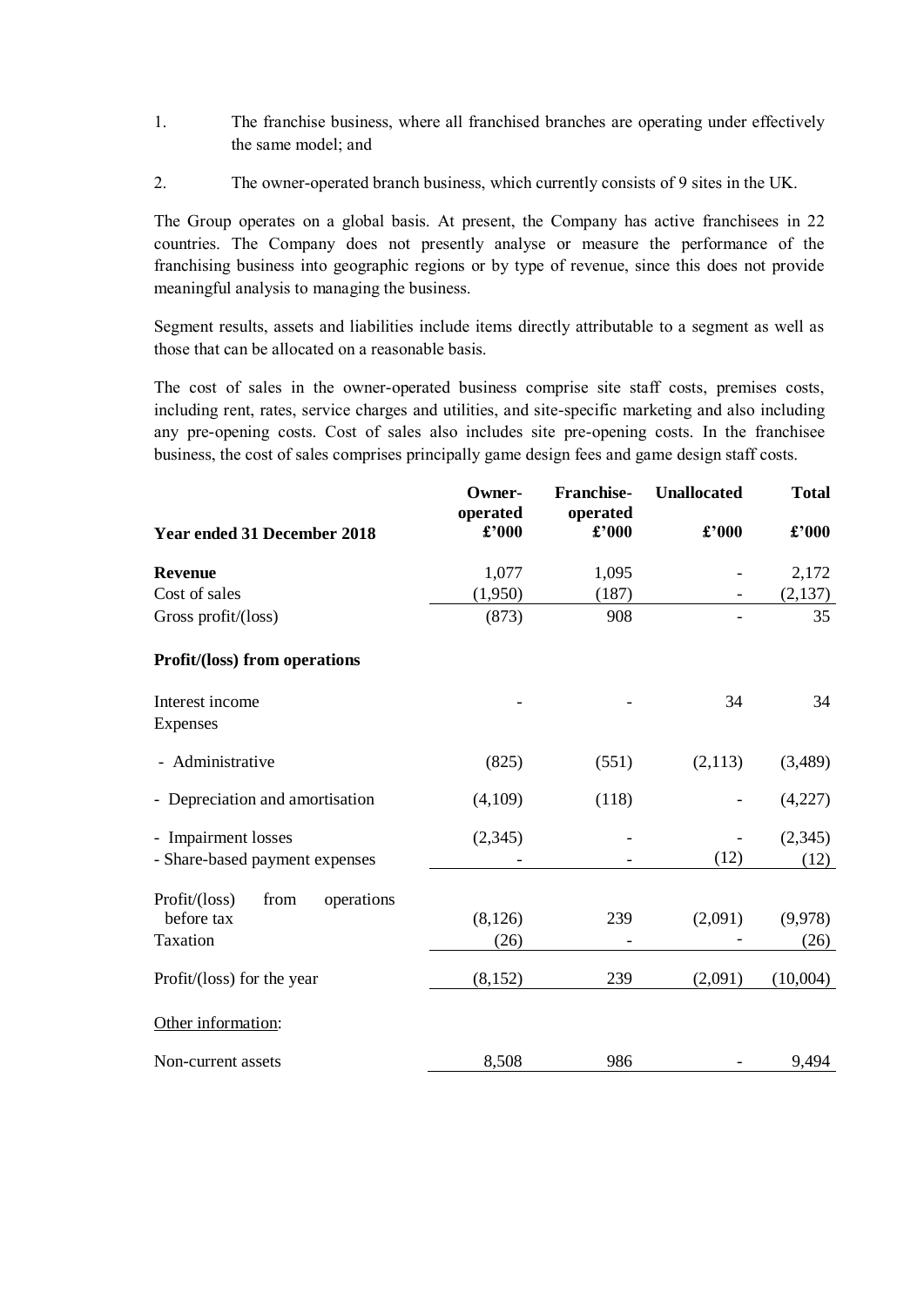1. The franchise business, where all franchised branches are operating under effectively the same model; and

2. The owner-operated branch business, which currently consists of 9 sites in the UK.

The Group operates on a global basis. At present, the Company has active franchisees in 22 countries. The Company does not presently analyse or measure the performance of the franchising business into geographic regions or by type of revenue, since this does not provide meaningful analysis to managing the business.

Segment results, assets and liabilities include items directly attributable to a segment as well as those that can be allocated on a reasonable basis.

The cost of sales in the owner-operated business comprise site staff costs, premises costs, including rent, rates, service charges and utilities, and site-specific marketing and also including any pre-opening costs. Cost of sales also includes site pre-opening costs. In the franchisee business, the cost of sales comprises principally game design fees and game design staff costs.

| Year ended 31 December 2018 | Owner-operated £'000 | Franchise-operated £'000 | Unallocated £'000 | Total £'000 |
|---|---|---|---|---|
| **Revenue** | 1,077 | 1,095 | - | 2,172 |
| Cost of sales | (1,950) | (187) | - | (2,137) |
| Gross profit/(loss) | (873) | 908 | - | 35 |
| **Profit/(loss) from operations** | | | | |
| Interest income | - | - | 34 | 34 |
| Expenses | | | | |
| - Administrative | (825) | (551) | (2,113) | (3,489) |
| - Depreciation and amortisation | (4,109) | (118) | - | (4,227) |
| - Impairment losses | (2,345) | - | - | (2,345) |
| - Share-based payment expenses | - | - | (12) | (12) |
| Profit/(loss) from operations before tax | (8,126) | 239 | (2,091) | (9,978) |
| Taxation | (26) | - | - | (26) |
| Profit/(loss) for the year | (8,152) | 239 | (2,091) | (10,004) |
| Other information: | | | | |
| Non-current assets | 8,508 | 986 | - | 9,494 |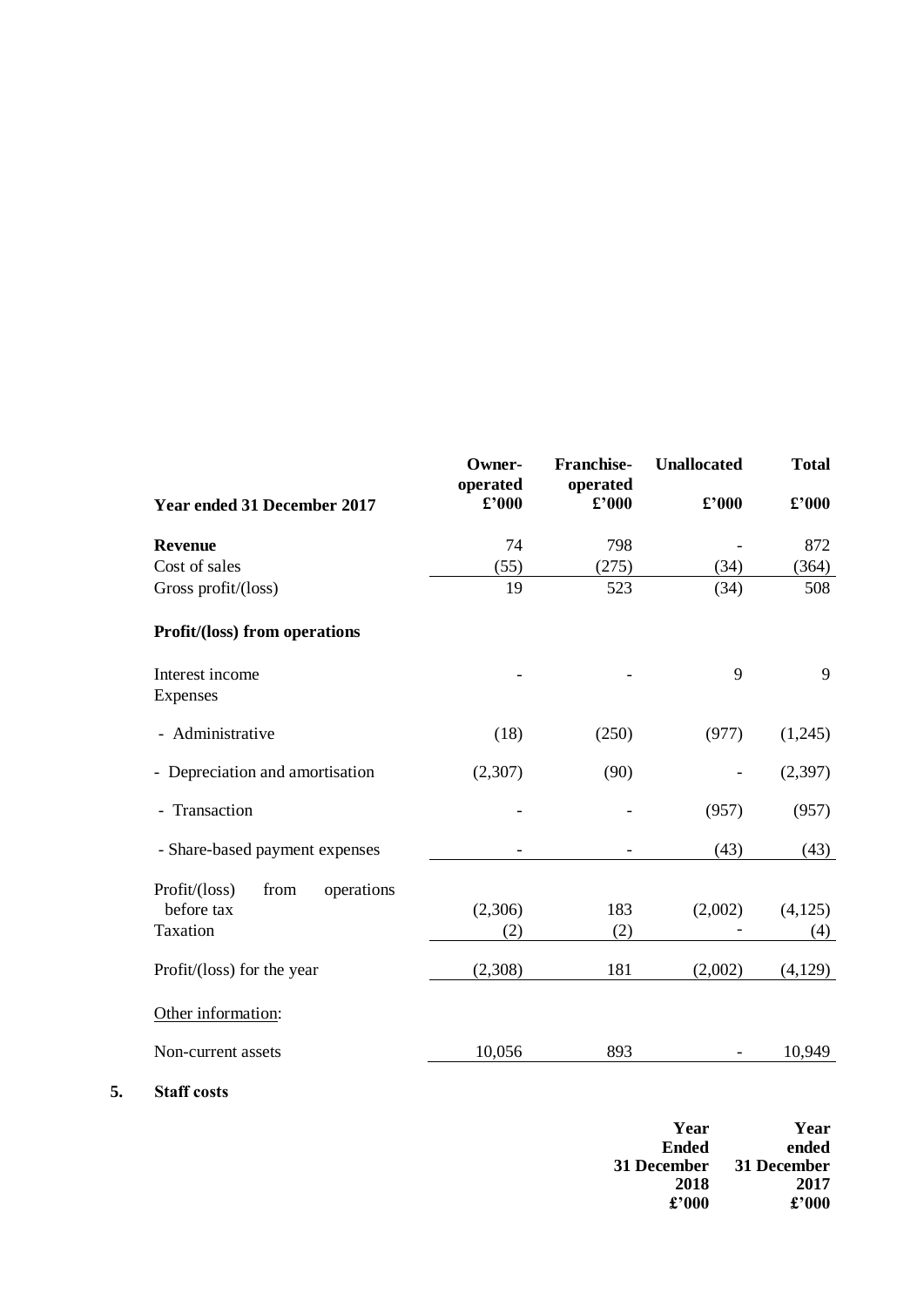| Year ended 31 December 2017 | Owner-operated £'000 | Franchise-operated £'000 | Unallocated £'000 | Total £'000 |
|---|---|---|---|---|
| **Revenue** | 74 | 798 | - | 872 |
| Cost of sales | (55) | (275) | (34) | (364) |
| Gross profit/(loss) | 19 | 523 | (34) | 508 |
| **Profit/(loss) from operations** | | | | |
| Interest income | - | - | 9 | 9 |
| Expenses | | | | |
| - Administrative | (18) | (250) | (977) | (1,245) |
| - Depreciation and amortisation | (2,307) | (90) | - | (2,397) |
| - Transaction | - | - | (957) | (957) |
| - Share-based payment expenses | - | - | (43) | (43) |
| Profit/(loss) from operations before tax | (2,306) | 183 | (2,002) | (4,125) |
| Taxation | (2) | (2) | - | (4) |
| Profit/(loss) for the year | (2,308) | 181 | (2,002) | (4,129) |
| Other information: | | | | |
| Non-current assets | 10,056 | 893 | - | 10,949 |

## 5. Staff costs

| | Year Ended 31 December 2018 £'000 | Year ended 31 December 2017 £'000 |
|---|---|---|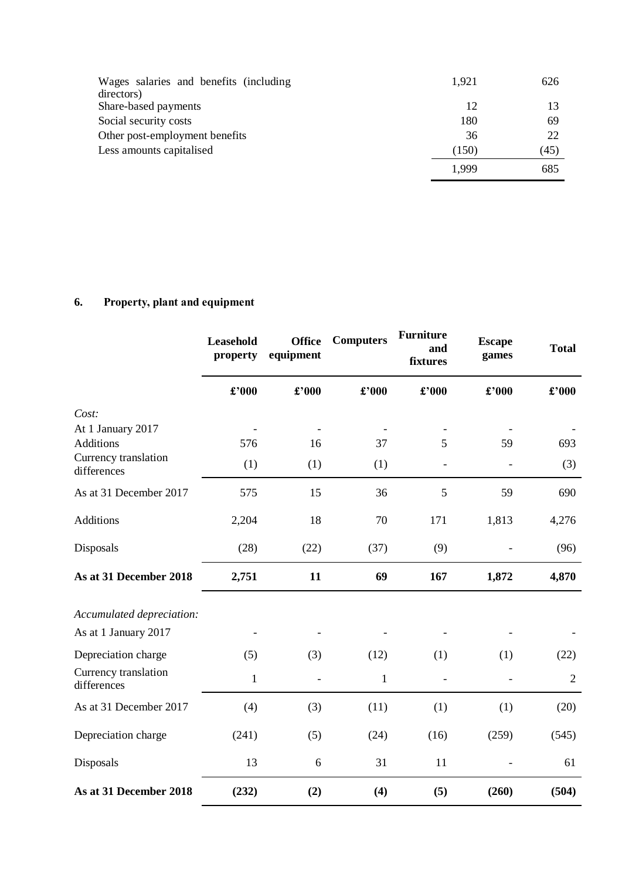| | | |
|---|---|---|
| Wages salaries and benefits (including directors) | 1,921 | 626 |
| Share-based payments | 12 | 13 |
| Social security costs | 180 | 69 |
| Other post-employment benefits | 36 | 22 |
| Less amounts capitalised | (150) | (45) |
| | 1,999 | 685 |

## 6. Property, plant and equipment

| | Leasehold property | Office equipment | Computers | Furniture and fixtures | Escape games | Total |
|---|---|---|---|---|---|---|
| | £'000 | £'000 | £'000 | £'000 | £'000 | £'000 |
| *Cost:* | | | | | | |
| At 1 January 2017 | - | - | - | - | - | - |
| Additions | 576 | 16 | 37 | 5 | 59 | 693 |
| Currency translation differences | (1) | (1) | (1) | - | - | (3) |
| As at 31 December 2017 | 575 | 15 | 36 | 5 | 59 | 690 |
| Additions | 2,204 | 18 | 70 | 171 | 1,813 | 4,276 |
| Disposals | (28) | (22) | (37) | (9) | - | (96) |
| **As at 31 December 2018** | **2,751** | **11** | **69** | **167** | **1,872** | **4,870** |
| *Accumulated depreciation:* | | | | | | |
| As at 1 January 2017 | - | - | - | - | - | - |
| Depreciation charge | (5) | (3) | (12) | (1) | (1) | (22) |
| Currency translation differences | 1 | - | 1 | - | - | 2 |
| As at 31 December 2017 | (4) | (3) | (11) | (1) | (1) | (20) |
| Depreciation charge | (241) | (5) | (24) | (16) | (259) | (545) |
| Disposals | 13 | 6 | 31 | 11 | - | 61 |
| **As at 31 December 2018** | **(232)** | **(2)** | **(4)** | **(5)** | **(260)** | **(504)** |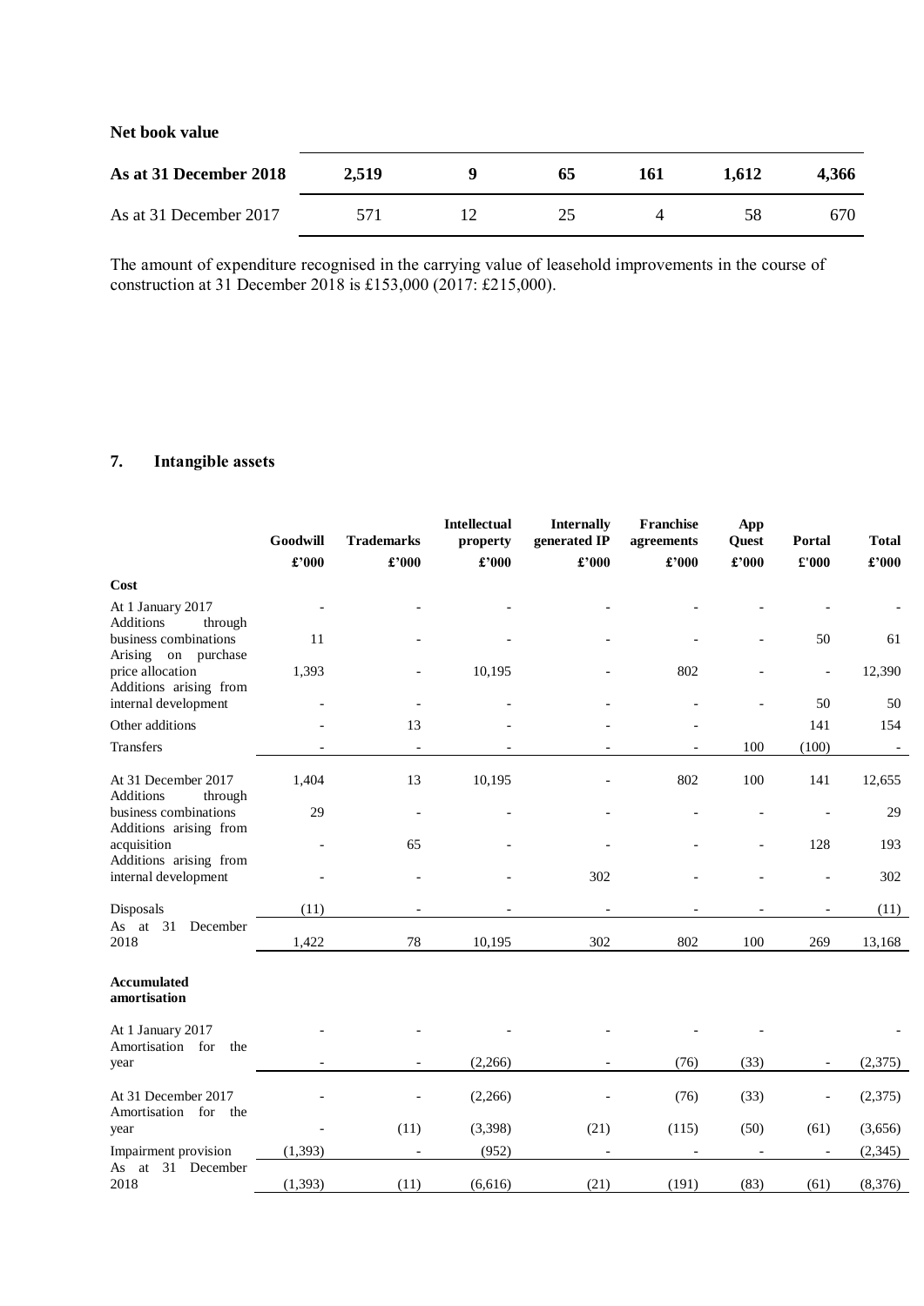**Net book value**

| | | | | | | |
|---|---|---|---|---|---|---|
| **As at 31 December 2018** | **2,519** | **9** | **65** | **161** | **1,612** | **4,366** |
| As at 31 December 2017 | 571 | 12 | 25 | 4 | 58 | 670 |

The amount of expenditure recognised in the carrying value of leasehold improvements in the course of construction at 31 December 2018 is £153,000 (2017: £215,000).

## 7. Intangible assets

| | Goodwill | Trademarks | Intellectual property | Internally generated IP | Franchise agreements | App Quest | Portal | Total |
|---|---|---|---|---|---|---|---|---|
| | £'000 | £'000 | £'000 | £'000 | £'000 | £'000 | £'000 | £'000 |
| **Cost** | | | | | | | | |
| At 1 January 2017 | - | - | - | - | - | - | - | - |
| Additions through business combinations | 11 | - | - | - | - | - | 50 | 61 |
| Arising on purchase price allocation | 1,393 | - | 10,195 | - | 802 | - | - | 12,390 |
| Additions arising from internal development | - | - | - | - | - | - | 50 | 50 |
| Other additions | - | 13 | - | - | - | | 141 | 154 |
| Transfers | - | - | - | - | - | 100 | (100) | - |
| At 31 December 2017 | 1,404 | 13 | 10,195 | - | 802 | 100 | 141 | 12,655 |
| Additions through business combinations | 29 | - | - | - | - | - | - | 29 |
| Additions arising from acquisition | - | 65 | - | - | - | - | 128 | 193 |
| Additions arising from internal development | - | - | - | 302 | - | - | - | 302 |
| Disposals | (11) | - | - | - | - | - | - | (11) |
| As at 31 December 2018 | 1,422 | 78 | 10,195 | 302 | 802 | 100 | 269 | 13,168 |
| **Accumulated amortisation** | | | | | | | | |
| At 1 January 2017 | - | - | - | - | - | - | | - |
| Amortisation for the year | - | - | (2,266) | - | (76) | (33) | - | (2,375) |
| At 31 December 2017 | - | - | (2,266) | - | (76) | (33) | - | (2,375) |
| Amortisation for the year | - | (11) | (3,398) | (21) | (115) | (50) | (61) | (3,656) |
| Impairment provision | (1,393) | - | (952) | - | - | - | - | (2,345) |
| As at 31 December 2018 | (1,393) | (11) | (6,616) | (21) | (191) | (83) | (61) | (8,376) |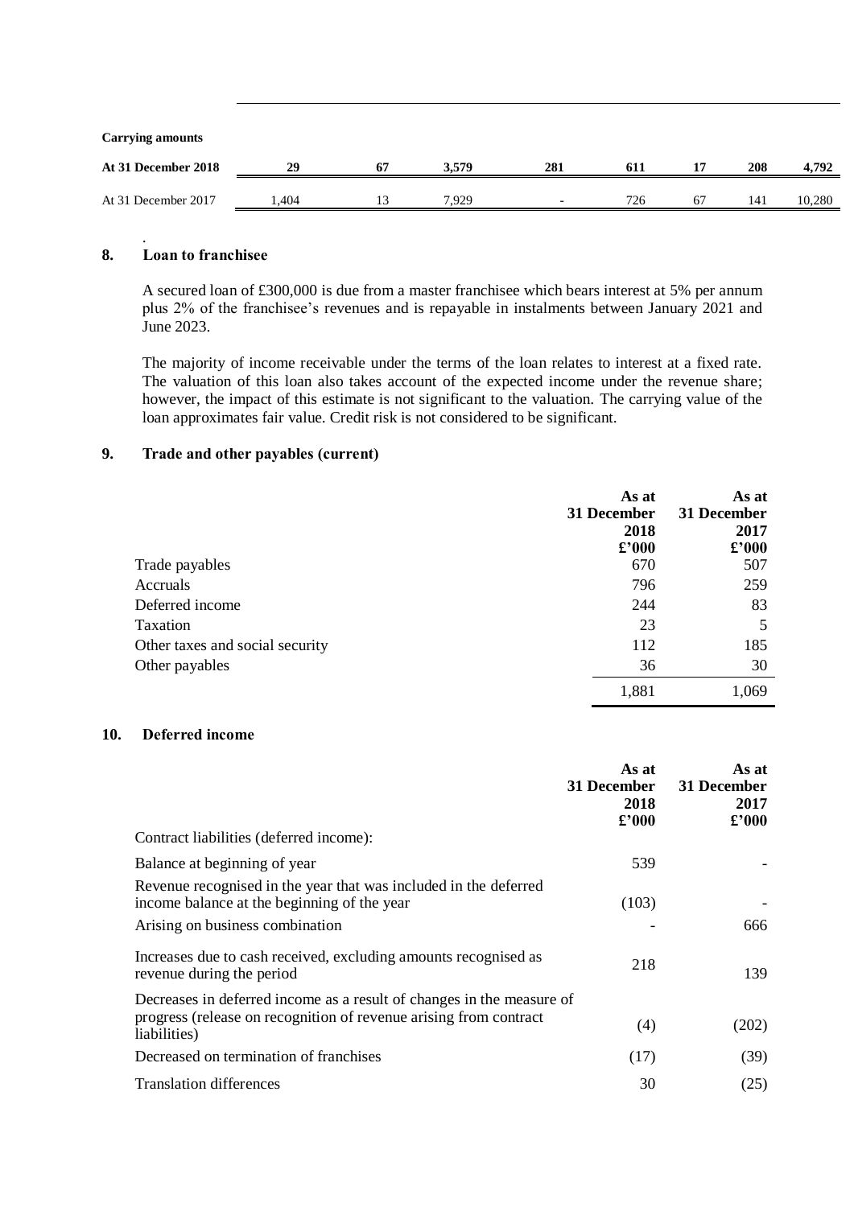| Carrying amounts | | | | | | | | |
|---|---|---|---|---|---|---|---|---|
| **At 31 December 2018** | **29** | **67** | **3,579** | **281** | **611** | **17** | **208** | **4,792** |
| At 31 December 2017 | 1,404 | 13 | 7,929 | - | 726 | 67 | 141 | 10,280 |

## 8. Loan to franchisee

A secured loan of £300,000 is due from a master franchisee which bears interest at 5% per annum plus 2% of the franchisee's revenues and is repayable in instalments between January 2021 and June 2023.

The majority of income receivable under the terms of the loan relates to interest at a fixed rate. The valuation of this loan also takes account of the expected income under the revenue share; however, the impact of this estimate is not significant to the valuation. The carrying value of the loan approximates fair value. Credit risk is not considered to be significant.

## 9. Trade and other payables (current)

| | As at 31 December 2018 £'000 | As at 31 December 2017 £'000 |
|---|---|---|
| Trade payables | 670 | 507 |
| Accruals | 796 | 259 |
| Deferred income | 244 | 83 |
| Taxation | 23 | 5 |
| Other taxes and social security | 112 | 185 |
| Other payables | 36 | 30 |
| | 1,881 | 1,069 |

## 10. Deferred income

| | As at 31 December 2018 £'000 | As at 31 December 2017 £'000 |
|---|---|---|
| Contract liabilities (deferred income): | | |
| Balance at beginning of year | 539 | - |
| Revenue recognised in the year that was included in the deferred income balance at the beginning of the year | (103) | - |
| Arising on business combination | - | 666 |
| Increases due to cash received, excluding amounts recognised as revenue during the period | 218 | 139 |
| Decreases in deferred income as a result of changes in the measure of progress (release on recognition of revenue arising from contract liabilities) | (4) | (202) |
| Decreased on termination of franchises | (17) | (39) |
| Translation differences | 30 | (25) |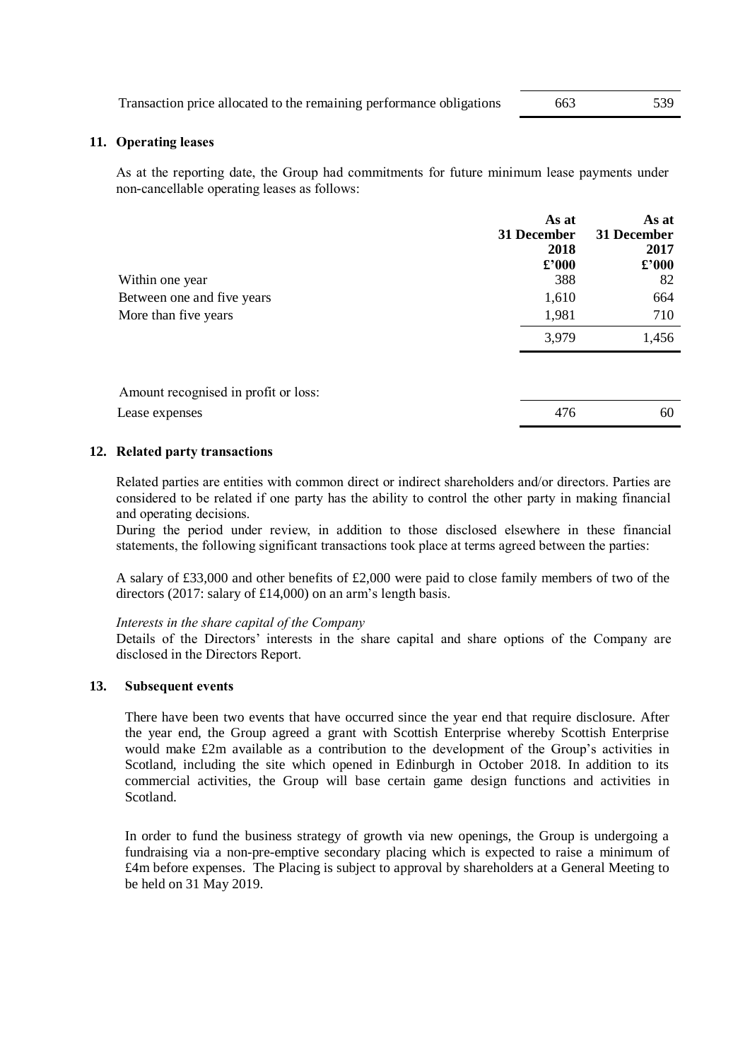| | | |
|---|---|---|
| Transaction price allocated to the remaining performance obligations | 663 | 539 |

## 11. Operating leases

As at the reporting date, the Group had commitments for future minimum lease payments under non-cancellable operating leases as follows:

| | As at 31 December 2018 £'000 | As at 31 December 2017 £'000 |
|---|---|---|
| Within one year | 388 | 82 |
| Between one and five years | 1,610 | 664 |
| More than five years | 1,981 | 710 |
| | 3,979 | 1,456 |

| | | |
|---|---|---|
| Amount recognised in profit or loss: | | |
| Lease expenses | 476 | 60 |

## 12. Related party transactions

Related parties are entities with common direct or indirect shareholders and/or directors. Parties are considered to be related if one party has the ability to control the other party in making financial and operating decisions.

During the period under review, in addition to those disclosed elsewhere in these financial statements, the following significant transactions took place at terms agreed between the parties:

A salary of £33,000 and other benefits of £2,000 were paid to close family members of two of the directors (2017: salary of £14,000) on an arm's length basis.

*Interests in the share capital of the Company*

Details of the Directors' interests in the share capital and share options of the Company are disclosed in the Directors Report.

## 13. Subsequent events

There have been two events that have occurred since the year end that require disclosure. After the year end, the Group agreed a grant with Scottish Enterprise whereby Scottish Enterprise would make £2m available as a contribution to the development of the Group's activities in Scotland, including the site which opened in Edinburgh in October 2018. In addition to its commercial activities, the Group will base certain game design functions and activities in Scotland.

In order to fund the business strategy of growth via new openings, the Group is undergoing a fundraising via a non-pre-emptive secondary placing which is expected to raise a minimum of £4m before expenses. The Placing is subject to approval by shareholders at a General Meeting to be held on 31 May 2019.